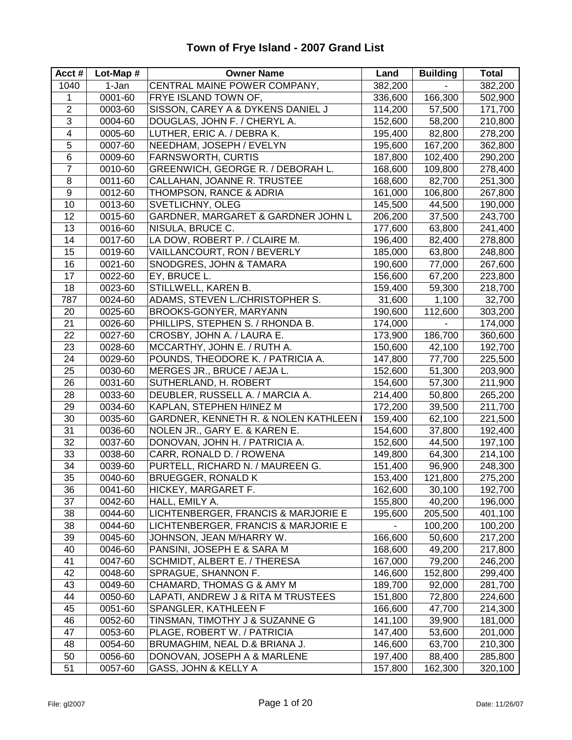# Town of Frye Island - 2007 Grand List

| Acct # | Lot-Map # | Owner Name | Land | Building | Total |
|---|---|---|---|---|---|
| 1040 | 1-Jan | CENTRAL MAINE POWER COMPANY, | 382,200 | - | 382,200 |
| 1 | 0001-60 | FRYE ISLAND TOWN OF, | 336,600 | 166,300 | 502,900 |
| 2 | 0003-60 | SISSON, CAREY A & DYKENS DANIEL J | 114,200 | 57,500 | 171,700 |
| 3 | 0004-60 | DOUGLAS, JOHN F. / CHERYL A. | 152,600 | 58,200 | 210,800 |
| 4 | 0005-60 | LUTHER, ERIC A. / DEBRA K. | 195,400 | 82,800 | 278,200 |
| 5 | 0007-60 | NEEDHAM, JOSEPH / EVELYN | 195,600 | 167,200 | 362,800 |
| 6 | 0009-60 | FARNSWORTH, CURTIS | 187,800 | 102,400 | 290,200 |
| 7 | 0010-60 | GREENWICH, GEORGE R. / DEBORAH L. | 168,600 | 109,800 | 278,400 |
| 8 | 0011-60 | CALLAHAN, JOANNE R. TRUSTEE | 168,600 | 82,700 | 251,300 |
| 9 | 0012-60 | THOMPSON, RANCE & ADRIA | 161,000 | 106,800 | 267,800 |
| 10 | 0013-60 | SVETLICHNY, OLEG | 145,500 | 44,500 | 190,000 |
| 12 | 0015-60 | GARDNER, MARGARET & GARDNER JOHN L | 206,200 | 37,500 | 243,700 |
| 13 | 0016-60 | NISULA, BRUCE C. | 177,600 | 63,800 | 241,400 |
| 14 | 0017-60 | LA DOW, ROBERT P. / CLAIRE M. | 196,400 | 82,400 | 278,800 |
| 15 | 0019-60 | VAILLANCOURT, RON / BEVERLY | 185,000 | 63,800 | 248,800 |
| 16 | 0021-60 | SNODGRES, JOHN & TAMARA | 190,600 | 77,000 | 267,600 |
| 17 | 0022-60 | EY, BRUCE L. | 156,600 | 67,200 | 223,800 |
| 18 | 0023-60 | STILLWELL, KAREN B. | 159,400 | 59,300 | 218,700 |
| 787 | 0024-60 | ADAMS, STEVEN L./CHRISTOPHER S. | 31,600 | 1,100 | 32,700 |
| 20 | 0025-60 | BROOKS-GONYER, MARYANN | 190,600 | 112,600 | 303,200 |
| 21 | 0026-60 | PHILLIPS, STEPHEN S. / RHONDA B. | 174,000 | - | 174,000 |
| 22 | 0027-60 | CROSBY, JOHN A. / LAURA E. | 173,900 | 186,700 | 360,600 |
| 23 | 0028-60 | MCCARTHY, JOHN E. / RUTH A. | 150,600 | 42,100 | 192,700 |
| 24 | 0029-60 | POUNDS, THEODORE K. / PATRICIA A. | 147,800 | 77,700 | 225,500 |
| 25 | 0030-60 | MERGES JR., BRUCE / AEJA L. | 152,600 | 51,300 | 203,900 |
| 26 | 0031-60 | SUTHERLAND, H. ROBERT | 154,600 | 57,300 | 211,900 |
| 28 | 0033-60 | DEUBLER, RUSSELL A. / MARCIA A. | 214,400 | 50,800 | 265,200 |
| 29 | 0034-60 | KAPLAN, STEPHEN H/INEZ M | 172,200 | 39,500 | 211,700 |
| 30 | 0035-60 | GARDNER, KENNETH R. & NOLEN KATHLEEN | 159,400 | 62,100 | 221,500 |
| 31 | 0036-60 | NOLEN JR., GARY E. & KAREN E. | 154,600 | 37,800 | 192,400 |
| 32 | 0037-60 | DONOVAN, JOHN H. / PATRICIA A. | 152,600 | 44,500 | 197,100 |
| 33 | 0038-60 | CARR, RONALD D. / ROWENA | 149,800 | 64,300 | 214,100 |
| 34 | 0039-60 | PURTELL, RICHARD N. / MAUREEN G. | 151,400 | 96,900 | 248,300 |
| 35 | 0040-60 | BRUEGGER, RONALD K | 153,400 | 121,800 | 275,200 |
| 36 | 0041-60 | HICKEY, MARGARET F. | 162,600 | 30,100 | 192,700 |
| 37 | 0042-60 | HALL, EMILY A. | 155,800 | 40,200 | 196,000 |
| 38 | 0044-60 | LICHTENBERGER, FRANCIS & MARJORIE E | 195,600 | 205,500 | 401,100 |
| 38 | 0044-60 | LICHTENBERGER, FRANCIS & MARJORIE E | - | 100,200 | 100,200 |
| 39 | 0045-60 | JOHNSON, JEAN M/HARRY W. | 166,600 | 50,600 | 217,200 |
| 40 | 0046-60 | PANSINI, JOSEPH E & SARA M | 168,600 | 49,200 | 217,800 |
| 41 | 0047-60 | SCHMIDT, ALBERT E. / THERESA | 167,000 | 79,200 | 246,200 |
| 42 | 0048-60 | SPRAGUE, SHANNON F. | 146,600 | 152,800 | 299,400 |
| 43 | 0049-60 | CHAMARD, THOMAS G & AMY M | 189,700 | 92,000 | 281,700 |
| 44 | 0050-60 | LAPATI, ANDREW J & RITA M TRUSTEES | 151,800 | 72,800 | 224,600 |
| 45 | 0051-60 | SPANGLER, KATHLEEN F | 166,600 | 47,700 | 214,300 |
| 46 | 0052-60 | TINSMAN, TIMOTHY J & SUZANNE G | 141,100 | 39,900 | 181,000 |
| 47 | 0053-60 | PLAGE, ROBERT W. / PATRICIA | 147,400 | 53,600 | 201,000 |
| 48 | 0054-60 | BRUMAGHIM, NEAL D.& BRIANA J. | 146,600 | 63,700 | 210,300 |
| 50 | 0056-60 | DONOVAN, JOSEPH A & MARLENE | 197,400 | 88,400 | 285,800 |
| 51 | 0057-60 | GASS, JOHN & KELLY A | 157,800 | 162,300 | 320,100 |

File: gl2007 Date: 11/26/07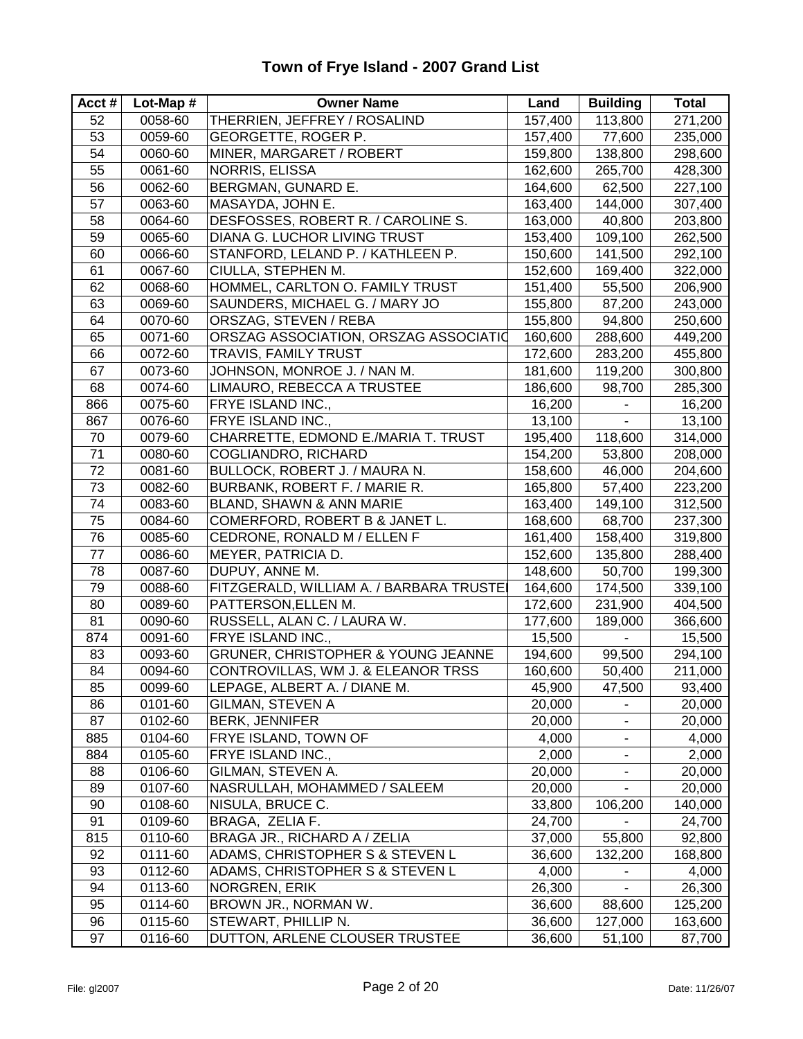# Town of Frye Island - 2007 Grand List

| Acct # | Lot-Map # | Owner Name | Land | Building | Total |
|---|---|---|---|---|---|
| 52 | 0058-60 | THERRIEN, JEFFREY / ROSALIND | 157,400 | 113,800 | 271,200 |
| 53 | 0059-60 | GEORGETTE, ROGER P. | 157,400 | 77,600 | 235,000 |
| 54 | 0060-60 | MINER, MARGARET / ROBERT | 159,800 | 138,800 | 298,600 |
| 55 | 0061-60 | NORRIS, ELISSA | 162,600 | 265,700 | 428,300 |
| 56 | 0062-60 | BERGMAN, GUNARD E. | 164,600 | 62,500 | 227,100 |
| 57 | 0063-60 | MASAYDA, JOHN E. | 163,400 | 144,000 | 307,400 |
| 58 | 0064-60 | DESFOSSES, ROBERT R. / CAROLINE S. | 163,000 | 40,800 | 203,800 |
| 59 | 0065-60 | DIANA G. LUCHOR LIVING TRUST | 153,400 | 109,100 | 262,500 |
| 60 | 0066-60 | STANFORD, LELAND P. / KATHLEEN P. | 150,600 | 141,500 | 292,100 |
| 61 | 0067-60 | CIULLA, STEPHEN M. | 152,600 | 169,400 | 322,000 |
| 62 | 0068-60 | HOMMEL, CARLTON O. FAMILY TRUST | 151,400 | 55,500 | 206,900 |
| 63 | 0069-60 | SAUNDERS, MICHAEL G. / MARY JO | 155,800 | 87,200 | 243,000 |
| 64 | 0070-60 | ORSZAG, STEVEN / REBA | 155,800 | 94,800 | 250,600 |
| 65 | 0071-60 | ORSZAG ASSOCIATION, ORSZAG ASSOCIATIO | 160,600 | 288,600 | 449,200 |
| 66 | 0072-60 | TRAVIS, FAMILY TRUST | 172,600 | 283,200 | 455,800 |
| 67 | 0073-60 | JOHNSON, MONROE J. / NAN M. | 181,600 | 119,200 | 300,800 |
| 68 | 0074-60 | LIMAURO, REBECCA A TRUSTEE | 186,600 | 98,700 | 285,300 |
| 866 | 0075-60 | FRYE ISLAND INC., | 16,200 | - | 16,200 |
| 867 | 0076-60 | FRYE ISLAND INC., | 13,100 | - | 13,100 |
| 70 | 0079-60 | CHARRETTE, EDMOND E./MARIA T. TRUST | 195,400 | 118,600 | 314,000 |
| 71 | 0080-60 | COGLIANDRO, RICHARD | 154,200 | 53,800 | 208,000 |
| 72 | 0081-60 | BULLOCK, ROBERT J. / MAURA N. | 158,600 | 46,000 | 204,600 |
| 73 | 0082-60 | BURBANK, ROBERT F. / MARIE R. | 165,800 | 57,400 | 223,200 |
| 74 | 0083-60 | BLAND, SHAWN & ANN MARIE | 163,400 | 149,100 | 312,500 |
| 75 | 0084-60 | COMERFORD, ROBERT B & JANET L. | 168,600 | 68,700 | 237,300 |
| 76 | 0085-60 | CEDRONE, RONALD M / ELLEN F | 161,400 | 158,400 | 319,800 |
| 77 | 0086-60 | MEYER, PATRICIA D. | 152,600 | 135,800 | 288,400 |
| 78 | 0087-60 | DUPUY, ANNE M. | 148,600 | 50,700 | 199,300 |
| 79 | 0088-60 | FITZGERALD, WILLIAM A. / BARBARA TRUSTEI | 164,600 | 174,500 | 339,100 |
| 80 | 0089-60 | PATTERSON,ELLEN M. | 172,600 | 231,900 | 404,500 |
| 81 | 0090-60 | RUSSELL, ALAN C. / LAURA W. | 177,600 | 189,000 | 366,600 |
| 874 | 0091-60 | FRYE ISLAND INC., | 15,500 | - | 15,500 |
| 83 | 0093-60 | GRUNER, CHRISTOPHER & YOUNG JEANNE | 194,600 | 99,500 | 294,100 |
| 84 | 0094-60 | CONTROVILLAS, WM J. & ELEANOR TRSS | 160,600 | 50,400 | 211,000 |
| 85 | 0099-60 | LEPAGE, ALBERT A. / DIANE M. | 45,900 | 47,500 | 93,400 |
| 86 | 0101-60 | GILMAN, STEVEN A | 20,000 | - | 20,000 |
| 87 | 0102-60 | BERK, JENNIFER | 20,000 | - | 20,000 |
| 885 | 0104-60 | FRYE ISLAND, TOWN OF | 4,000 | - | 4,000 |
| 884 | 0105-60 | FRYE ISLAND INC., | 2,000 | - | 2,000 |
| 88 | 0106-60 | GILMAN, STEVEN A. | 20,000 | - | 20,000 |
| 89 | 0107-60 | NASRULLAH, MOHAMMED / SALEEM | 20,000 | - | 20,000 |
| 90 | 0108-60 | NISULA, BRUCE C. | 33,800 | 106,200 | 140,000 |
| 91 | 0109-60 | BRAGA, ZELIA F. | 24,700 | - | 24,700 |
| 815 | 0110-60 | BRAGA JR., RICHARD A / ZELIA | 37,000 | 55,800 | 92,800 |
| 92 | 0111-60 | ADAMS, CHRISTOPHER S & STEVEN L | 36,600 | 132,200 | 168,800 |
| 93 | 0112-60 | ADAMS, CHRISTOPHER S & STEVEN L | 4,000 | - | 4,000 |
| 94 | 0113-60 | NORGREN, ERIK | 26,300 | - | 26,300 |
| 95 | 0114-60 | BROWN JR., NORMAN W. | 36,600 | 88,600 | 125,200 |
| 96 | 0115-60 | STEWART, PHILLIP N. | 36,600 | 127,000 | 163,600 |
| 97 | 0116-60 | DUTTON, ARLENE CLOUSER TRUSTEE | 36,600 | 51,100 | 87,700 |

File: gl2007 Date: 11/26/07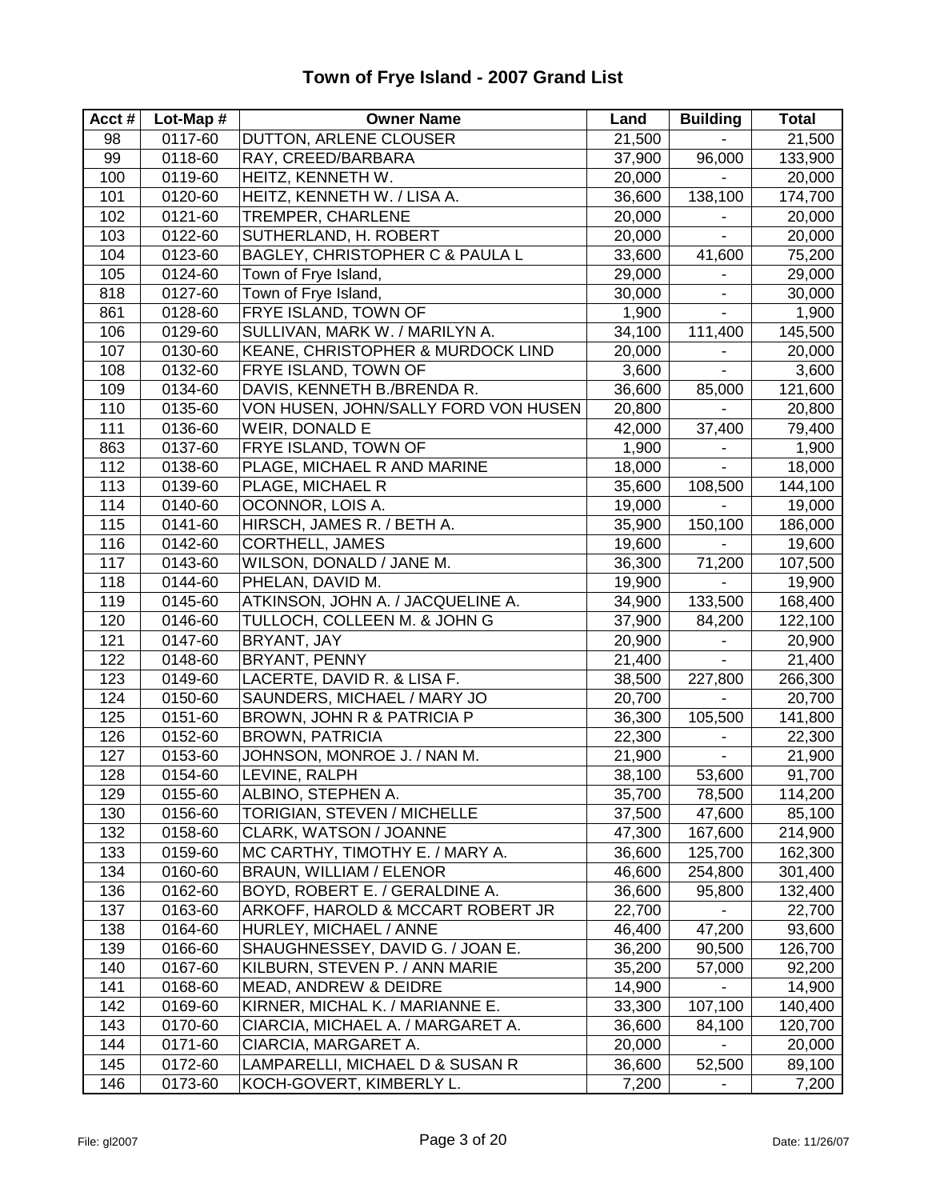# Town of Frye Island - 2007 Grand List

| Acct # | Lot-Map # | Owner Name | Land | Building | Total |
|---|---|---|---|---|---|
| 98 | 0117-60 | DUTTON, ARLENE CLOUSER | 21,500 | - | 21,500 |
| 99 | 0118-60 | RAY, CREED/BARBARA | 37,900 | 96,000 | 133,900 |
| 100 | 0119-60 | HEITZ, KENNETH W. | 20,000 | - | 20,000 |
| 101 | 0120-60 | HEITZ, KENNETH W. / LISA A. | 36,600 | 138,100 | 174,700 |
| 102 | 0121-60 | TREMPER, CHARLENE | 20,000 | - | 20,000 |
| 103 | 0122-60 | SUTHERLAND, H. ROBERT | 20,000 | - | 20,000 |
| 104 | 0123-60 | BAGLEY, CHRISTOPHER C & PAULA L | 33,600 | 41,600 | 75,200 |
| 105 | 0124-60 | Town of Frye Island, | 29,000 | - | 29,000 |
| 818 | 0127-60 | Town of Frye Island, | 30,000 | - | 30,000 |
| 861 | 0128-60 | FRYE ISLAND, TOWN OF | 1,900 | - | 1,900 |
| 106 | 0129-60 | SULLIVAN, MARK W. / MARILYN A. | 34,100 | 111,400 | 145,500 |
| 107 | 0130-60 | KEANE, CHRISTOPHER & MURDOCK LIND | 20,000 | - | 20,000 |
| 108 | 0132-60 | FRYE ISLAND, TOWN OF | 3,600 | - | 3,600 |
| 109 | 0134-60 | DAVIS, KENNETH B./BRENDA R. | 36,600 | 85,000 | 121,600 |
| 110 | 0135-60 | VON HUSEN, JOHN/SALLY FORD VON HUSEN | 20,800 | - | 20,800 |
| 111 | 0136-60 | WEIR, DONALD E | 42,000 | 37,400 | 79,400 |
| 863 | 0137-60 | FRYE ISLAND, TOWN OF | 1,900 | - | 1,900 |
| 112 | 0138-60 | PLAGE, MICHAEL R AND MARINE | 18,000 | - | 18,000 |
| 113 | 0139-60 | PLAGE, MICHAEL R | 35,600 | 108,500 | 144,100 |
| 114 | 0140-60 | OCONNOR, LOIS A. | 19,000 | - | 19,000 |
| 115 | 0141-60 | HIRSCH, JAMES R. / BETH A. | 35,900 | 150,100 | 186,000 |
| 116 | 0142-60 | CORTHELL, JAMES | 19,600 | - | 19,600 |
| 117 | 0143-60 | WILSON, DONALD / JANE M. | 36,300 | 71,200 | 107,500 |
| 118 | 0144-60 | PHELAN, DAVID M. | 19,900 | - | 19,900 |
| 119 | 0145-60 | ATKINSON, JOHN A. / JACQUELINE A. | 34,900 | 133,500 | 168,400 |
| 120 | 0146-60 | TULLOCH, COLLEEN M. & JOHN G | 37,900 | 84,200 | 122,100 |
| 121 | 0147-60 | BRYANT, JAY | 20,900 | - | 20,900 |
| 122 | 0148-60 | BRYANT, PENNY | 21,400 | - | 21,400 |
| 123 | 0149-60 | LACERTE, DAVID R. & LISA F. | 38,500 | 227,800 | 266,300 |
| 124 | 0150-60 | SAUNDERS, MICHAEL / MARY JO | 20,700 | - | 20,700 |
| 125 | 0151-60 | BROWN, JOHN R & PATRICIA P | 36,300 | 105,500 | 141,800 |
| 126 | 0152-60 | BROWN, PATRICIA | 22,300 | - | 22,300 |
| 127 | 0153-60 | JOHNSON, MONROE J. / NAN M. | 21,900 | - | 21,900 |
| 128 | 0154-60 | LEVINE, RALPH | 38,100 | 53,600 | 91,700 |
| 129 | 0155-60 | ALBINO, STEPHEN A. | 35,700 | 78,500 | 114,200 |
| 130 | 0156-60 | TORIGIAN, STEVEN / MICHELLE | 37,500 | 47,600 | 85,100 |
| 132 | 0158-60 | CLARK, WATSON / JOANNE | 47,300 | 167,600 | 214,900 |
| 133 | 0159-60 | MC CARTHY, TIMOTHY E. / MARY A. | 36,600 | 125,700 | 162,300 |
| 134 | 0160-60 | BRAUN, WILLIAM / ELENOR | 46,600 | 254,800 | 301,400 |
| 136 | 0162-60 | BOYD, ROBERT E. / GERALDINE A. | 36,600 | 95,800 | 132,400 |
| 137 | 0163-60 | ARKOFF, HAROLD & MCCART ROBERT JR | 22,700 | - | 22,700 |
| 138 | 0164-60 | HURLEY, MICHAEL / ANNE | 46,400 | 47,200 | 93,600 |
| 139 | 0166-60 | SHAUGHNESSEY, DAVID G. / JOAN E. | 36,200 | 90,500 | 126,700 |
| 140 | 0167-60 | KILBURN, STEVEN P. / ANN MARIE | 35,200 | 57,000 | 92,200 |
| 141 | 0168-60 | MEAD, ANDREW & DEIDRE | 14,900 | - | 14,900 |
| 142 | 0169-60 | KIRNER, MICHAL K. / MARIANNE E. | 33,300 | 107,100 | 140,400 |
| 143 | 0170-60 | CIARCIA, MICHAEL A. / MARGARET A. | 36,600 | 84,100 | 120,700 |
| 144 | 0171-60 | CIARCIA, MARGARET A. | 20,000 | - | 20,000 |
| 145 | 0172-60 | LAMPARELLI, MICHAEL D & SUSAN R | 36,600 | 52,500 | 89,100 |
| 146 | 0173-60 | KOCH-GOVERT, KIMBERLY L. | 7,200 | - | 7,200 |

File: gl2007 Date: 11/26/07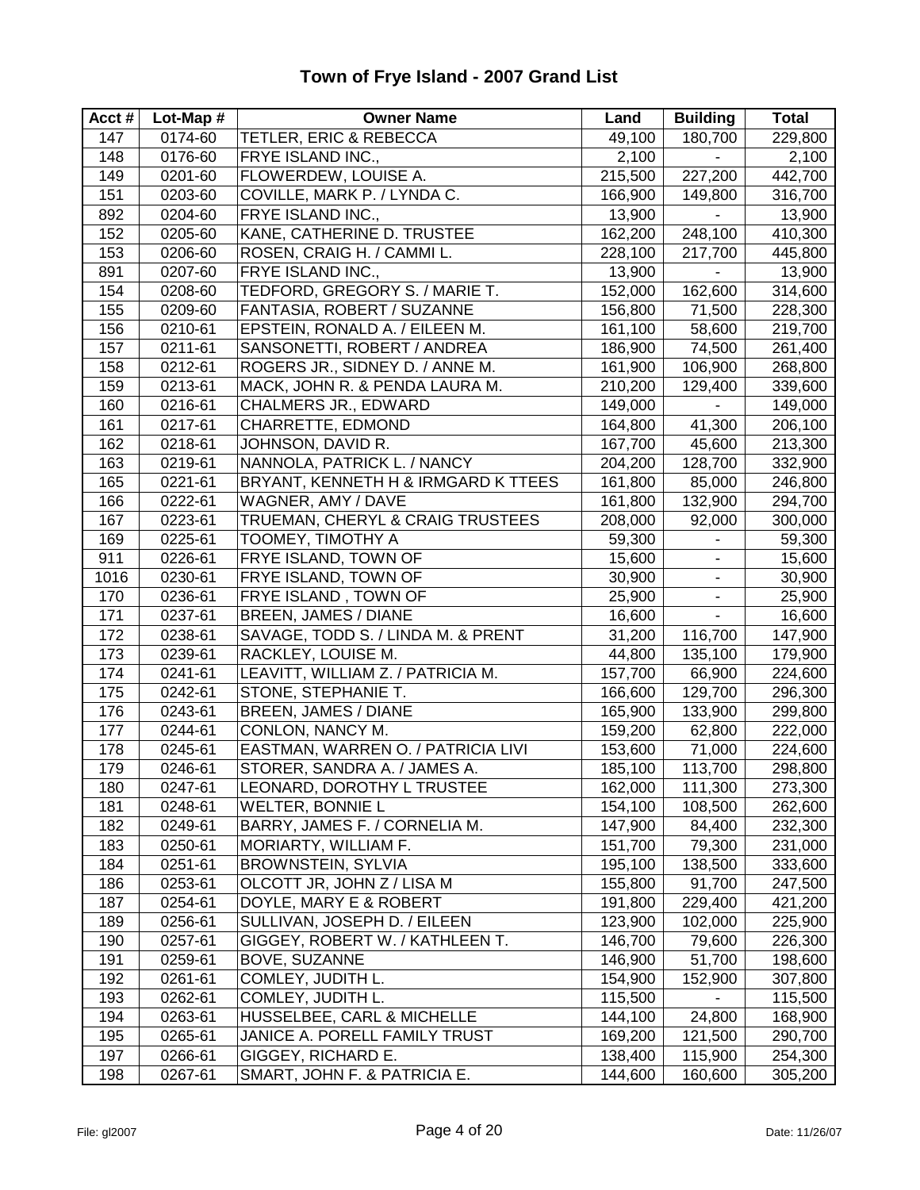# Town of Frye Island - 2007 Grand List

| Acct # | Lot-Map # | Owner Name | Land | Building | Total |
|---|---|---|---|---|---|
| 147 | 0174-60 | TETLER, ERIC & REBECCA | 49,100 | 180,700 | 229,800 |
| 148 | 0176-60 | FRYE ISLAND INC., | 2,100 | - | 2,100 |
| 149 | 0201-60 | FLOWERDEW, LOUISE A. | 215,500 | 227,200 | 442,700 |
| 151 | 0203-60 | COVILLE, MARK P. / LYNDA C. | 166,900 | 149,800 | 316,700 |
| 892 | 0204-60 | FRYE ISLAND INC., | 13,900 | - | 13,900 |
| 152 | 0205-60 | KANE, CATHERINE D. TRUSTEE | 162,200 | 248,100 | 410,300 |
| 153 | 0206-60 | ROSEN, CRAIG H. / CAMMI L. | 228,100 | 217,700 | 445,800 |
| 891 | 0207-60 | FRYE ISLAND INC., | 13,900 | - | 13,900 |
| 154 | 0208-60 | TEDFORD, GREGORY S. / MARIE T. | 152,000 | 162,600 | 314,600 |
| 155 | 0209-60 | FANTASIA, ROBERT / SUZANNE | 156,800 | 71,500 | 228,300 |
| 156 | 0210-61 | EPSTEIN, RONALD A. / EILEEN M. | 161,100 | 58,600 | 219,700 |
| 157 | 0211-61 | SANSONETTI, ROBERT / ANDREA | 186,900 | 74,500 | 261,400 |
| 158 | 0212-61 | ROGERS JR., SIDNEY D. / ANNE M. | 161,900 | 106,900 | 268,800 |
| 159 | 0213-61 | MACK, JOHN R. & PENDA LAURA M. | 210,200 | 129,400 | 339,600 |
| 160 | 0216-61 | CHALMERS JR., EDWARD | 149,000 | - | 149,000 |
| 161 | 0217-61 | CHARRETTE, EDMOND | 164,800 | 41,300 | 206,100 |
| 162 | 0218-61 | JOHNSON, DAVID R. | 167,700 | 45,600 | 213,300 |
| 163 | 0219-61 | NANNOLA, PATRICK L. / NANCY | 204,200 | 128,700 | 332,900 |
| 165 | 0221-61 | BRYANT, KENNETH H & IRMGARD K TTEES | 161,800 | 85,000 | 246,800 |
| 166 | 0222-61 | WAGNER, AMY / DAVE | 161,800 | 132,900 | 294,700 |
| 167 | 0223-61 | TRUEMAN, CHERYL & CRAIG TRUSTEES | 208,000 | 92,000 | 300,000 |
| 169 | 0225-61 | TOOMEY, TIMOTHY A | 59,300 | - | 59,300 |
| 911 | 0226-61 | FRYE ISLAND, TOWN OF | 15,600 | - | 15,600 |
| 1016 | 0230-61 | FRYE ISLAND, TOWN OF | 30,900 | - | 30,900 |
| 170 | 0236-61 | FRYE ISLAND , TOWN OF | 25,900 | - | 25,900 |
| 171 | 0237-61 | BREEN, JAMES / DIANE | 16,600 | - | 16,600 |
| 172 | 0238-61 | SAVAGE, TODD S. / LINDA M. & PRENT | 31,200 | 116,700 | 147,900 |
| 173 | 0239-61 | RACKLEY, LOUISE M. | 44,800 | 135,100 | 179,900 |
| 174 | 0241-61 | LEAVITT, WILLIAM Z. / PATRICIA M. | 157,700 | 66,900 | 224,600 |
| 175 | 0242-61 | STONE, STEPHANIE T. | 166,600 | 129,700 | 296,300 |
| 176 | 0243-61 | BREEN, JAMES / DIANE | 165,900 | 133,900 | 299,800 |
| 177 | 0244-61 | CONLON, NANCY M. | 159,200 | 62,800 | 222,000 |
| 178 | 0245-61 | EASTMAN, WARREN O. / PATRICIA LIVI | 153,600 | 71,000 | 224,600 |
| 179 | 0246-61 | STORER, SANDRA A. / JAMES A. | 185,100 | 113,700 | 298,800 |
| 180 | 0247-61 | LEONARD, DOROTHY L TRUSTEE | 162,000 | 111,300 | 273,300 |
| 181 | 0248-61 | WELTER, BONNIE L | 154,100 | 108,500 | 262,600 |
| 182 | 0249-61 | BARRY, JAMES F. / CORNELIA M. | 147,900 | 84,400 | 232,300 |
| 183 | 0250-61 | MORIARTY, WILLIAM F. | 151,700 | 79,300 | 231,000 |
| 184 | 0251-61 | BROWNSTEIN, SYLVIA | 195,100 | 138,500 | 333,600 |
| 186 | 0253-61 | OLCOTT JR, JOHN Z / LISA M | 155,800 | 91,700 | 247,500 |
| 187 | 0254-61 | DOYLE, MARY E & ROBERT | 191,800 | 229,400 | 421,200 |
| 189 | 0256-61 | SULLIVAN, JOSEPH D. / EILEEN | 123,900 | 102,000 | 225,900 |
| 190 | 0257-61 | GIGGEY, ROBERT W. / KATHLEEN T. | 146,700 | 79,600 | 226,300 |
| 191 | 0259-61 | BOVE, SUZANNE | 146,900 | 51,700 | 198,600 |
| 192 | 0261-61 | COMLEY, JUDITH L. | 154,900 | 152,900 | 307,800 |
| 193 | 0262-61 | COMLEY, JUDITH L. | 115,500 | - | 115,500 |
| 194 | 0263-61 | HUSSELBEE, CARL & MICHELLE | 144,100 | 24,800 | 168,900 |
| 195 | 0265-61 | JANICE A. PORELL FAMILY TRUST | 169,200 | 121,500 | 290,700 |
| 197 | 0266-61 | GIGGEY, RICHARD E. | 138,400 | 115,900 | 254,300 |
| 198 | 0267-61 | SMART, JOHN F. & PATRICIA E. | 144,600 | 160,600 | 305,200 |

File: gl2007 Date: 11/26/07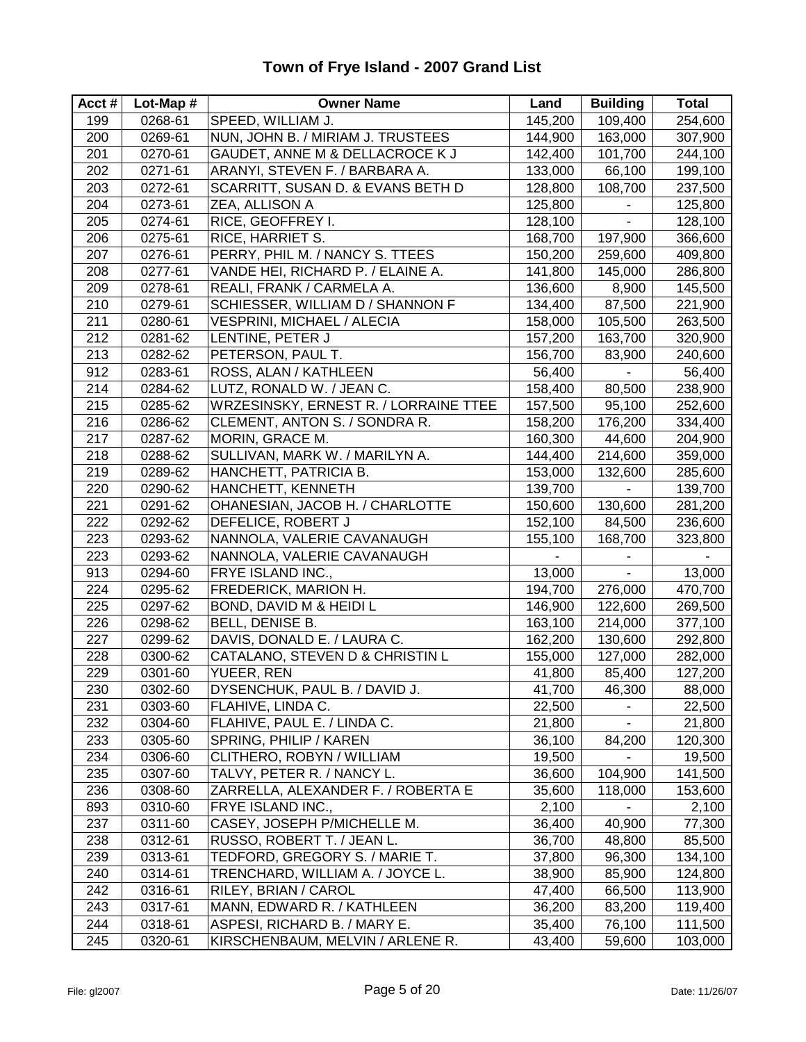# Town of Frye Island - 2007 Grand List

| Acct # | Lot-Map # | Owner Name | Land | Building | Total |
|---|---|---|---|---|---|
| 199 | 0268-61 | SPEED, WILLIAM J. | 145,200 | 109,400 | 254,600 |
| 200 | 0269-61 | NUN, JOHN B. / MIRIAM J. TRUSTEES | 144,900 | 163,000 | 307,900 |
| 201 | 0270-61 | GAUDET, ANNE M & DELLACROCE K J | 142,400 | 101,700 | 244,100 |
| 202 | 0271-61 | ARANYI, STEVEN F. / BARBARA A. | 133,000 | 66,100 | 199,100 |
| 203 | 0272-61 | SCARRITT, SUSAN D. & EVANS BETH D | 128,800 | 108,700 | 237,500 |
| 204 | 0273-61 | ZEA, ALLISON A | 125,800 | - | 125,800 |
| 205 | 0274-61 | RICE, GEOFFREY I. | 128,100 | - | 128,100 |
| 206 | 0275-61 | RICE, HARRIET S. | 168,700 | 197,900 | 366,600 |
| 207 | 0276-61 | PERRY, PHIL M. / NANCY S. TTEES | 150,200 | 259,600 | 409,800 |
| 208 | 0277-61 | VANDE HEI, RICHARD P. / ELAINE A. | 141,800 | 145,000 | 286,800 |
| 209 | 0278-61 | REALI, FRANK / CARMELA A. | 136,600 | 8,900 | 145,500 |
| 210 | 0279-61 | SCHIESSER, WILLIAM D / SHANNON F | 134,400 | 87,500 | 221,900 |
| 211 | 0280-61 | VESPRINI, MICHAEL / ALECIA | 158,000 | 105,500 | 263,500 |
| 212 | 0281-62 | LENTINE, PETER J | 157,200 | 163,700 | 320,900 |
| 213 | 0282-62 | PETERSON, PAUL T. | 156,700 | 83,900 | 240,600 |
| 912 | 0283-61 | ROSS, ALAN / KATHLEEN | 56,400 | - | 56,400 |
| 214 | 0284-62 | LUTZ, RONALD W. / JEAN C. | 158,400 | 80,500 | 238,900 |
| 215 | 0285-62 | WRZESINSKY, ERNEST R. / LORRAINE TTEE | 157,500 | 95,100 | 252,600 |
| 216 | 0286-62 | CLEMENT, ANTON S. / SONDRA R. | 158,200 | 176,200 | 334,400 |
| 217 | 0287-62 | MORIN, GRACE M. | 160,300 | 44,600 | 204,900 |
| 218 | 0288-62 | SULLIVAN, MARK W. / MARILYN A. | 144,400 | 214,600 | 359,000 |
| 219 | 0289-62 | HANCHETT, PATRICIA B. | 153,000 | 132,600 | 285,600 |
| 220 | 0290-62 | HANCHETT, KENNETH | 139,700 | - | 139,700 |
| 221 | 0291-62 | OHANESIAN, JACOB H. / CHARLOTTE | 150,600 | 130,600 | 281,200 |
| 222 | 0292-62 | DEFELICE, ROBERT J | 152,100 | 84,500 | 236,600 |
| 223 | 0293-62 | NANNOLA, VALERIE CAVANAUGH | 155,100 | 168,700 | 323,800 |
| 223 | 0293-62 | NANNOLA, VALERIE CAVANAUGH | - | - | - |
| 913 | 0294-60 | FRYE ISLAND INC., | 13,000 | - | 13,000 |
| 224 | 0295-62 | FREDERICK, MARION H. | 194,700 | 276,000 | 470,700 |
| 225 | 0297-62 | BOND, DAVID M & HEIDI L | 146,900 | 122,600 | 269,500 |
| 226 | 0298-62 | BELL, DENISE B. | 163,100 | 214,000 | 377,100 |
| 227 | 0299-62 | DAVIS, DONALD E. / LAURA C. | 162,200 | 130,600 | 292,800 |
| 228 | 0300-62 | CATALANO, STEVEN D & CHRISTIN L | 155,000 | 127,000 | 282,000 |
| 229 | 0301-60 | YUEER, REN | 41,800 | 85,400 | 127,200 |
| 230 | 0302-60 | DYSENCHUK, PAUL B. / DAVID J. | 41,700 | 46,300 | 88,000 |
| 231 | 0303-60 | FLAHIVE, LINDA C. | 22,500 | - | 22,500 |
| 232 | 0304-60 | FLAHIVE, PAUL E. / LINDA C. | 21,800 | - | 21,800 |
| 233 | 0305-60 | SPRING, PHILIP / KAREN | 36,100 | 84,200 | 120,300 |
| 234 | 0306-60 | CLITHERO, ROBYN / WILLIAM | 19,500 | - | 19,500 |
| 235 | 0307-60 | TALVY, PETER R. / NANCY L. | 36,600 | 104,900 | 141,500 |
| 236 | 0308-60 | ZARRELLA, ALEXANDER F. / ROBERTA E | 35,600 | 118,000 | 153,600 |
| 893 | 0310-60 | FRYE ISLAND INC., | 2,100 | - | 2,100 |
| 237 | 0311-60 | CASEY, JOSEPH P/MICHELLE M. | 36,400 | 40,900 | 77,300 |
| 238 | 0312-61 | RUSSO, ROBERT T. / JEAN L. | 36,700 | 48,800 | 85,500 |
| 239 | 0313-61 | TEDFORD, GREGORY S. / MARIE T. | 37,800 | 96,300 | 134,100 |
| 240 | 0314-61 | TRENCHARD, WILLIAM A. / JOYCE L. | 38,900 | 85,900 | 124,800 |
| 242 | 0316-61 | RILEY, BRIAN / CAROL | 47,400 | 66,500 | 113,900 |
| 243 | 0317-61 | MANN, EDWARD R. / KATHLEEN | 36,200 | 83,200 | 119,400 |
| 244 | 0318-61 | ASPESI, RICHARD B. / MARY E. | 35,400 | 76,100 | 111,500 |
| 245 | 0320-61 | KIRSCHENBAUM, MELVIN / ARLENE R. | 43,400 | 59,600 | 103,000 |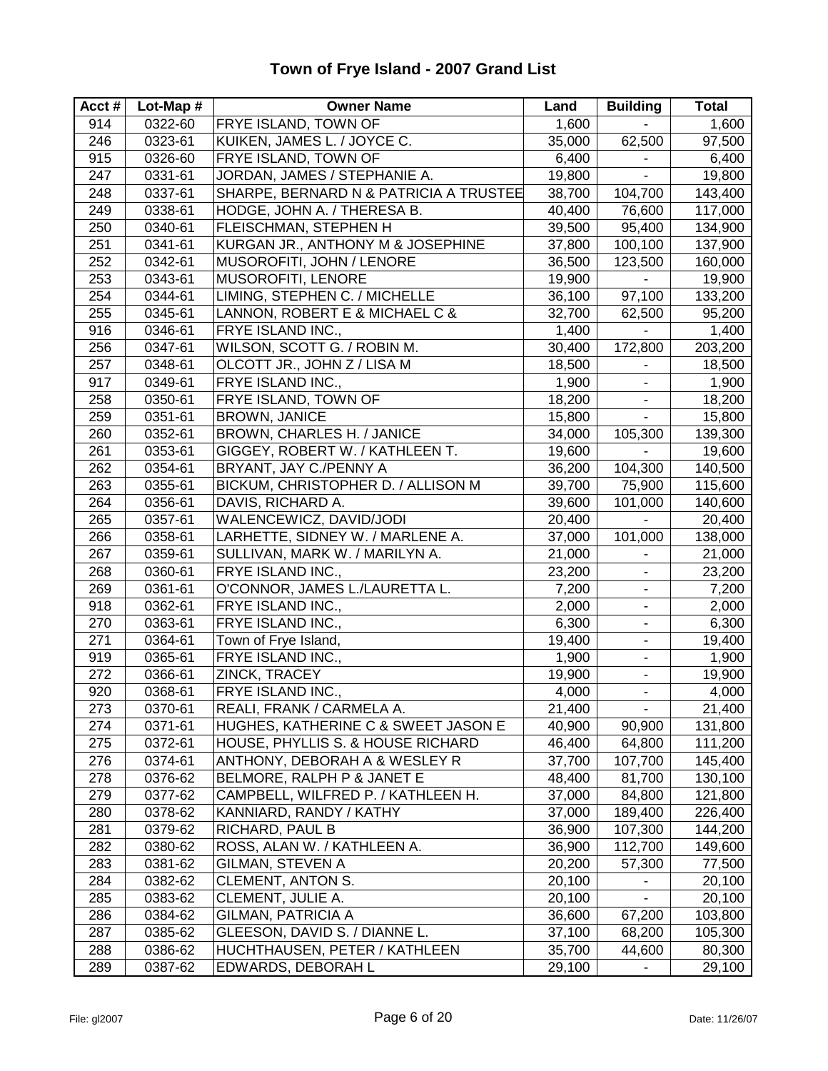# Town of Frye Island - 2007 Grand List

| Acct # | Lot-Map # | Owner Name | Land | Building | Total |
|---|---|---|---|---|---|
| 914 | 0322-60 | FRYE ISLAND, TOWN OF | 1,600 | - | 1,600 |
| 246 | 0323-61 | KUIKEN, JAMES L. / JOYCE C. | 35,000 | 62,500 | 97,500 |
| 915 | 0326-60 | FRYE ISLAND, TOWN OF | 6,400 | - | 6,400 |
| 247 | 0331-61 | JORDAN, JAMES / STEPHANIE A. | 19,800 | - | 19,800 |
| 248 | 0337-61 | SHARPE, BERNARD N & PATRICIA A TRUSTEE | 38,700 | 104,700 | 143,400 |
| 249 | 0338-61 | HODGE, JOHN A. / THERESA B. | 40,400 | 76,600 | 117,000 |
| 250 | 0340-61 | FLEISCHMAN, STEPHEN H | 39,500 | 95,400 | 134,900 |
| 251 | 0341-61 | KURGAN JR., ANTHONY M & JOSEPHINE | 37,800 | 100,100 | 137,900 |
| 252 | 0342-61 | MUSOROFITI, JOHN / LENORE | 36,500 | 123,500 | 160,000 |
| 253 | 0343-61 | MUSOROFITI, LENORE | 19,900 | - | 19,900 |
| 254 | 0344-61 | LIMING, STEPHEN C. / MICHELLE | 36,100 | 97,100 | 133,200 |
| 255 | 0345-61 | LANNON, ROBERT E & MICHAEL C & | 32,700 | 62,500 | 95,200 |
| 916 | 0346-61 | FRYE ISLAND INC., | 1,400 | - | 1,400 |
| 256 | 0347-61 | WILSON, SCOTT G. / ROBIN M. | 30,400 | 172,800 | 203,200 |
| 257 | 0348-61 | OLCOTT JR., JOHN Z / LISA M | 18,500 | - | 18,500 |
| 917 | 0349-61 | FRYE ISLAND INC., | 1,900 | - | 1,900 |
| 258 | 0350-61 | FRYE ISLAND, TOWN OF | 18,200 | - | 18,200 |
| 259 | 0351-61 | BROWN, JANICE | 15,800 | - | 15,800 |
| 260 | 0352-61 | BROWN, CHARLES H. / JANICE | 34,000 | 105,300 | 139,300 |
| 261 | 0353-61 | GIGGEY, ROBERT W. / KATHLEEN T. | 19,600 | - | 19,600 |
| 262 | 0354-61 | BRYANT, JAY C./PENNY A | 36,200 | 104,300 | 140,500 |
| 263 | 0355-61 | BICKUM, CHRISTOPHER D. / ALLISON M | 39,700 | 75,900 | 115,600 |
| 264 | 0356-61 | DAVIS, RICHARD A. | 39,600 | 101,000 | 140,600 |
| 265 | 0357-61 | WALENCEWICZ, DAVID/JODI | 20,400 | - | 20,400 |
| 266 | 0358-61 | LARHETTE, SIDNEY W. / MARLENE A. | 37,000 | 101,000 | 138,000 |
| 267 | 0359-61 | SULLIVAN, MARK W. / MARILYN A. | 21,000 | - | 21,000 |
| 268 | 0360-61 | FRYE ISLAND INC., | 23,200 | - | 23,200 |
| 269 | 0361-61 | O'CONNOR, JAMES L./LAURETTA L. | 7,200 | - | 7,200 |
| 918 | 0362-61 | FRYE ISLAND INC., | 2,000 | - | 2,000 |
| 270 | 0363-61 | FRYE ISLAND INC., | 6,300 | - | 6,300 |
| 271 | 0364-61 | Town of Frye Island, | 19,400 | - | 19,400 |
| 919 | 0365-61 | FRYE ISLAND INC., | 1,900 | - | 1,900 |
| 272 | 0366-61 | ZINCK, TRACEY | 19,900 | - | 19,900 |
| 920 | 0368-61 | FRYE ISLAND INC., | 4,000 | - | 4,000 |
| 273 | 0370-61 | REALI, FRANK / CARMELA A. | 21,400 | - | 21,400 |
| 274 | 0371-61 | HUGHES, KATHERINE C & SWEET JASON E | 40,900 | 90,900 | 131,800 |
| 275 | 0372-61 | HOUSE, PHYLLIS S. & HOUSE RICHARD | 46,400 | 64,800 | 111,200 |
| 276 | 0374-61 | ANTHONY, DEBORAH A & WESLEY R | 37,700 | 107,700 | 145,400 |
| 278 | 0376-62 | BELMORE, RALPH P & JANET E | 48,400 | 81,700 | 130,100 |
| 279 | 0377-62 | CAMPBELL, WILFRED P. / KATHLEEN H. | 37,000 | 84,800 | 121,800 |
| 280 | 0378-62 | KANNIARD, RANDY / KATHY | 37,000 | 189,400 | 226,400 |
| 281 | 0379-62 | RICHARD, PAUL B | 36,900 | 107,300 | 144,200 |
| 282 | 0380-62 | ROSS, ALAN W. / KATHLEEN A. | 36,900 | 112,700 | 149,600 |
| 283 | 0381-62 | GILMAN, STEVEN A | 20,200 | 57,300 | 77,500 |
| 284 | 0382-62 | CLEMENT, ANTON S. | 20,100 | - | 20,100 |
| 285 | 0383-62 | CLEMENT, JULIE A. | 20,100 | - | 20,100 |
| 286 | 0384-62 | GILMAN, PATRICIA A | 36,600 | 67,200 | 103,800 |
| 287 | 0385-62 | GLEESON, DAVID S. / DIANNE L. | 37,100 | 68,200 | 105,300 |
| 288 | 0386-62 | HUCHTHAUSEN, PETER / KATHLEEN | 35,700 | 44,600 | 80,300 |
| 289 | 0387-62 | EDWARDS, DEBORAH L | 29,100 | - | 29,100 |

File: gl2007 Date: 11/26/07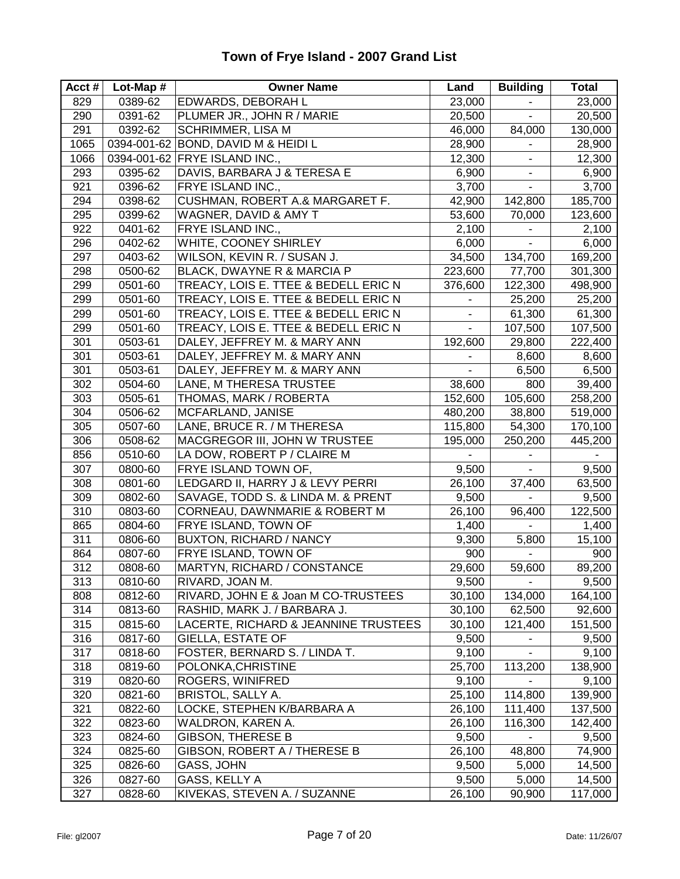# Town of Frye Island - 2007 Grand List

| Acct # | Lot-Map # | Owner Name | Land | Building | Total |
|---|---|---|---|---|---|
| 829 | 0389-62 | EDWARDS, DEBORAH L | 23,000 | - | 23,000 |
| 290 | 0391-62 | PLUMER JR., JOHN R / MARIE | 20,500 | - | 20,500 |
| 291 | 0392-62 | SCHRIMMER, LISA M | 46,000 | 84,000 | 130,000 |
| 1065 | 0394-001-62 | BOND, DAVID M & HEIDI L | 28,900 | - | 28,900 |
| 1066 | 0394-001-62 | FRYE ISLAND INC., | 12,300 | - | 12,300 |
| 293 | 0395-62 | DAVIS, BARBARA J & TERESA E | 6,900 | - | 6,900 |
| 921 | 0396-62 | FRYE ISLAND INC., | 3,700 | - | 3,700 |
| 294 | 0398-62 | CUSHMAN, ROBERT A.& MARGARET F. | 42,900 | 142,800 | 185,700 |
| 295 | 0399-62 | WAGNER, DAVID & AMY T | 53,600 | 70,000 | 123,600 |
| 922 | 0401-62 | FRYE ISLAND INC., | 2,100 | - | 2,100 |
| 296 | 0402-62 | WHITE, COONEY SHIRLEY | 6,000 | - | 6,000 |
| 297 | 0403-62 | WILSON, KEVIN R. / SUSAN J. | 34,500 | 134,700 | 169,200 |
| 298 | 0500-62 | BLACK, DWAYNE R & MARCIA P | 223,600 | 77,700 | 301,300 |
| 299 | 0501-60 | TREACY, LOIS E. TTEE & BEDELL ERIC N | 376,600 | 122,300 | 498,900 |
| 299 | 0501-60 | TREACY, LOIS E. TTEE & BEDELL ERIC N | - | 25,200 | 25,200 |
| 299 | 0501-60 | TREACY, LOIS E. TTEE & BEDELL ERIC N | - | 61,300 | 61,300 |
| 299 | 0501-60 | TREACY, LOIS E. TTEE & BEDELL ERIC N | - | 107,500 | 107,500 |
| 301 | 0503-61 | DALEY, JEFFREY M. & MARY ANN | 192,600 | 29,800 | 222,400 |
| 301 | 0503-61 | DALEY, JEFFREY M. & MARY ANN | - | 8,600 | 8,600 |
| 301 | 0503-61 | DALEY, JEFFREY M. & MARY ANN | - | 6,500 | 6,500 |
| 302 | 0504-60 | LANE, M THERESA TRUSTEE | 38,600 | 800 | 39,400 |
| 303 | 0505-61 | THOMAS, MARK / ROBERTA | 152,600 | 105,600 | 258,200 |
| 304 | 0506-62 | MCFARLAND, JANISE | 480,200 | 38,800 | 519,000 |
| 305 | 0507-60 | LANE, BRUCE R. / M THERESA | 115,800 | 54,300 | 170,100 |
| 306 | 0508-62 | MACGREGOR III, JOHN W TRUSTEE | 195,000 | 250,200 | 445,200 |
| 856 | 0510-60 | LA DOW, ROBERT P / CLAIRE M | - | - | - |
| 307 | 0800-60 | FRYE ISLAND TOWN OF, | 9,500 | - | 9,500 |
| 308 | 0801-60 | LEDGARD II, HARRY J & LEVY PERRI | 26,100 | 37,400 | 63,500 |
| 309 | 0802-60 | SAVAGE, TODD S. & LINDA M. & PRENT | 9,500 | - | 9,500 |
| 310 | 0803-60 | CORNEAU, DAWNMARIE & ROBERT M | 26,100 | 96,400 | 122,500 |
| 865 | 0804-60 | FRYE ISLAND, TOWN OF | 1,400 | - | 1,400 |
| 311 | 0806-60 | BUXTON, RICHARD / NANCY | 9,300 | 5,800 | 15,100 |
| 864 | 0807-60 | FRYE ISLAND, TOWN OF | 900 | - | 900 |
| 312 | 0808-60 | MARTYN, RICHARD / CONSTANCE | 29,600 | 59,600 | 89,200 |
| 313 | 0810-60 | RIVARD, JOAN M. | 9,500 | - | 9,500 |
| 808 | 0812-60 | RIVARD, JOHN E & Joan M CO-TRUSTEES | 30,100 | 134,000 | 164,100 |
| 314 | 0813-60 | RASHID, MARK J. / BARBARA J. | 30,100 | 62,500 | 92,600 |
| 315 | 0815-60 | LACERTE, RICHARD & JEANNINE TRUSTEES | 30,100 | 121,400 | 151,500 |
| 316 | 0817-60 | GIELLA, ESTATE OF | 9,500 | - | 9,500 |
| 317 | 0818-60 | FOSTER, BERNARD S. / LINDA T. | 9,100 | - | 9,100 |
| 318 | 0819-60 | POLONKA,CHRISTINE | 25,700 | 113,200 | 138,900 |
| 319 | 0820-60 | ROGERS, WINIFRED | 9,100 | - | 9,100 |
| 320 | 0821-60 | BRISTOL, SALLY A. | 25,100 | 114,800 | 139,900 |
| 321 | 0822-60 | LOCKE, STEPHEN K/BARBARA A | 26,100 | 111,400 | 137,500 |
| 322 | 0823-60 | WALDRON, KAREN A. | 26,100 | 116,300 | 142,400 |
| 323 | 0824-60 | GIBSON, THERESE B | 9,500 | - | 9,500 |
| 324 | 0825-60 | GIBSON, ROBERT A / THERESE B | 26,100 | 48,800 | 74,900 |
| 325 | 0826-60 | GASS, JOHN | 9,500 | 5,000 | 14,500 |
| 326 | 0827-60 | GASS, KELLY A | 9,500 | 5,000 | 14,500 |
| 327 | 0828-60 | KIVEKAS, STEVEN A. / SUZANNE | 26,100 | 90,900 | 117,000 |

File: gl2007 Date: 11/26/07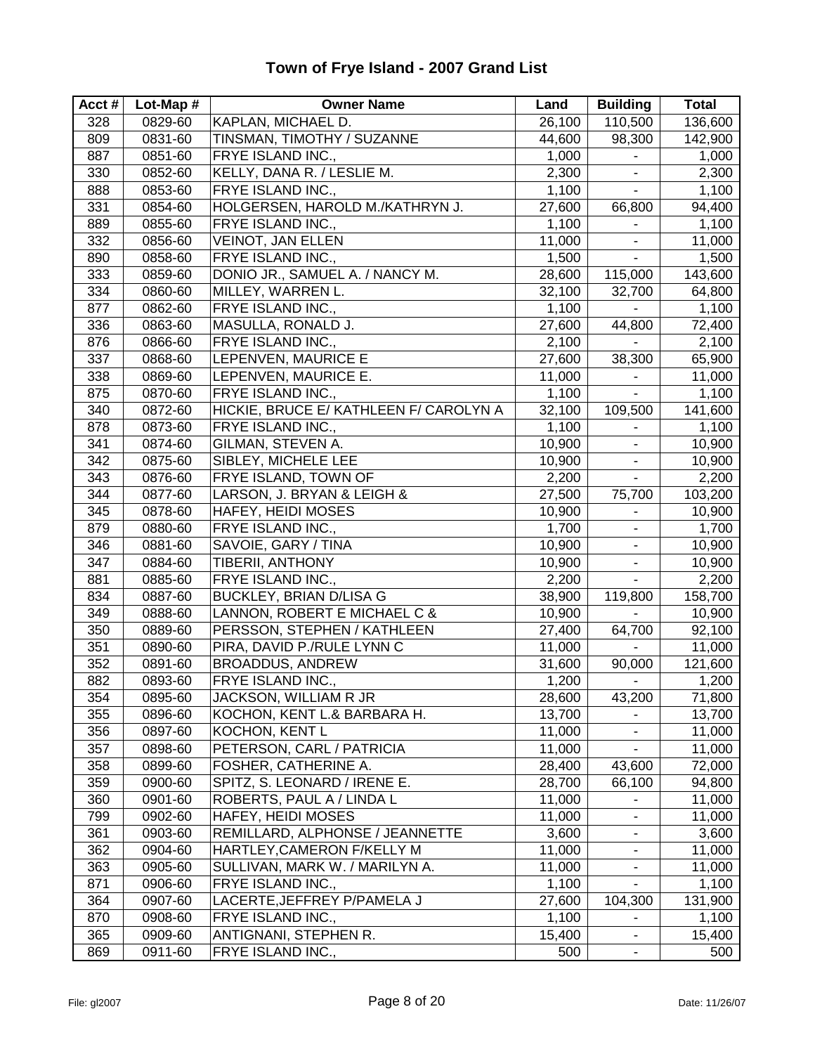# Town of Frye Island - 2007 Grand List

| Acct # | Lot-Map # | Owner Name | Land | Building | Total |
|---|---|---|---|---|---|
| 328 | 0829-60 | KAPLAN, MICHAEL D. | 26,100 | 110,500 | 136,600 |
| 809 | 0831-60 | TINSMAN, TIMOTHY / SUZANNE | 44,600 | 98,300 | 142,900 |
| 887 | 0851-60 | FRYE ISLAND INC., | 1,000 | - | 1,000 |
| 330 | 0852-60 | KELLY, DANA R. / LESLIE M. | 2,300 | - | 2,300 |
| 888 | 0853-60 | FRYE ISLAND INC., | 1,100 | - | 1,100 |
| 331 | 0854-60 | HOLGERSEN, HAROLD M./KATHRYN J. | 27,600 | 66,800 | 94,400 |
| 889 | 0855-60 | FRYE ISLAND INC., | 1,100 | - | 1,100 |
| 332 | 0856-60 | VEINOT, JAN ELLEN | 11,000 | - | 11,000 |
| 890 | 0858-60 | FRYE ISLAND INC., | 1,500 | - | 1,500 |
| 333 | 0859-60 | DONIO JR., SAMUEL A. / NANCY M. | 28,600 | 115,000 | 143,600 |
| 334 | 0860-60 | MILLEY, WARREN L. | 32,100 | 32,700 | 64,800 |
| 877 | 0862-60 | FRYE ISLAND INC., | 1,100 | - | 1,100 |
| 336 | 0863-60 | MASULLA, RONALD J. | 27,600 | 44,800 | 72,400 |
| 876 | 0866-60 | FRYE ISLAND INC., | 2,100 | - | 2,100 |
| 337 | 0868-60 | LEPENVEN, MAURICE E | 27,600 | 38,300 | 65,900 |
| 338 | 0869-60 | LEPENVEN, MAURICE E. | 11,000 | - | 11,000 |
| 875 | 0870-60 | FRYE ISLAND INC., | 1,100 | - | 1,100 |
| 340 | 0872-60 | HICKIE, BRUCE E/ KATHLEEN F/ CAROLYN A | 32,100 | 109,500 | 141,600 |
| 878 | 0873-60 | FRYE ISLAND INC., | 1,100 | - | 1,100 |
| 341 | 0874-60 | GILMAN, STEVEN A. | 10,900 | - | 10,900 |
| 342 | 0875-60 | SIBLEY, MICHELE LEE | 10,900 | - | 10,900 |
| 343 | 0876-60 | FRYE ISLAND, TOWN OF | 2,200 | - | 2,200 |
| 344 | 0877-60 | LARSON, J. BRYAN & LEIGH & | 27,500 | 75,700 | 103,200 |
| 345 | 0878-60 | HAFEY, HEIDI MOSES | 10,900 | - | 10,900 |
| 879 | 0880-60 | FRYE ISLAND INC., | 1,700 | - | 1,700 |
| 346 | 0881-60 | SAVOIE, GARY / TINA | 10,900 | - | 10,900 |
| 347 | 0884-60 | TIBERII, ANTHONY | 10,900 | - | 10,900 |
| 881 | 0885-60 | FRYE ISLAND INC., | 2,200 | - | 2,200 |
| 834 | 0887-60 | BUCKLEY, BRIAN D/LISA G | 38,900 | 119,800 | 158,700 |
| 349 | 0888-60 | LANNON, ROBERT E MICHAEL C & | 10,900 | - | 10,900 |
| 350 | 0889-60 | PERSSON, STEPHEN / KATHLEEN | 27,400 | 64,700 | 92,100 |
| 351 | 0890-60 | PIRA, DAVID P./RULE LYNN C | 11,000 | - | 11,000 |
| 352 | 0891-60 | BROADDUS, ANDREW | 31,600 | 90,000 | 121,600 |
| 882 | 0893-60 | FRYE ISLAND INC., | 1,200 | - | 1,200 |
| 354 | 0895-60 | JACKSON, WILLIAM R JR | 28,600 | 43,200 | 71,800 |
| 355 | 0896-60 | KOCHON, KENT L.& BARBARA H. | 13,700 | - | 13,700 |
| 356 | 0897-60 | KOCHON, KENT L | 11,000 | - | 11,000 |
| 357 | 0898-60 | PETERSON, CARL / PATRICIA | 11,000 | - | 11,000 |
| 358 | 0899-60 | FOSHER, CATHERINE A. | 28,400 | 43,600 | 72,000 |
| 359 | 0900-60 | SPITZ, S. LEONARD / IRENE E. | 28,700 | 66,100 | 94,800 |
| 360 | 0901-60 | ROBERTS, PAUL A / LINDA L | 11,000 | - | 11,000 |
| 799 | 0902-60 | HAFEY, HEIDI MOSES | 11,000 | - | 11,000 |
| 361 | 0903-60 | REMILLARD, ALPHONSE / JEANNETTE | 3,600 | - | 3,600 |
| 362 | 0904-60 | HARTLEY,CAMERON F/KELLY M | 11,000 | - | 11,000 |
| 363 | 0905-60 | SULLIVAN, MARK W. / MARILYN A. | 11,000 | - | 11,000 |
| 871 | 0906-60 | FRYE ISLAND INC., | 1,100 | - | 1,100 |
| 364 | 0907-60 | LACERTE,JEFFREY P/PAMELA J | 27,600 | 104,300 | 131,900 |
| 870 | 0908-60 | FRYE ISLAND INC., | 1,100 | - | 1,100 |
| 365 | 0909-60 | ANTIGNANI, STEPHEN R. | 15,400 | - | 15,400 |
| 869 | 0911-60 | FRYE ISLAND INC., | 500 | - | 500 |

File: gl2007 Date: 11/26/07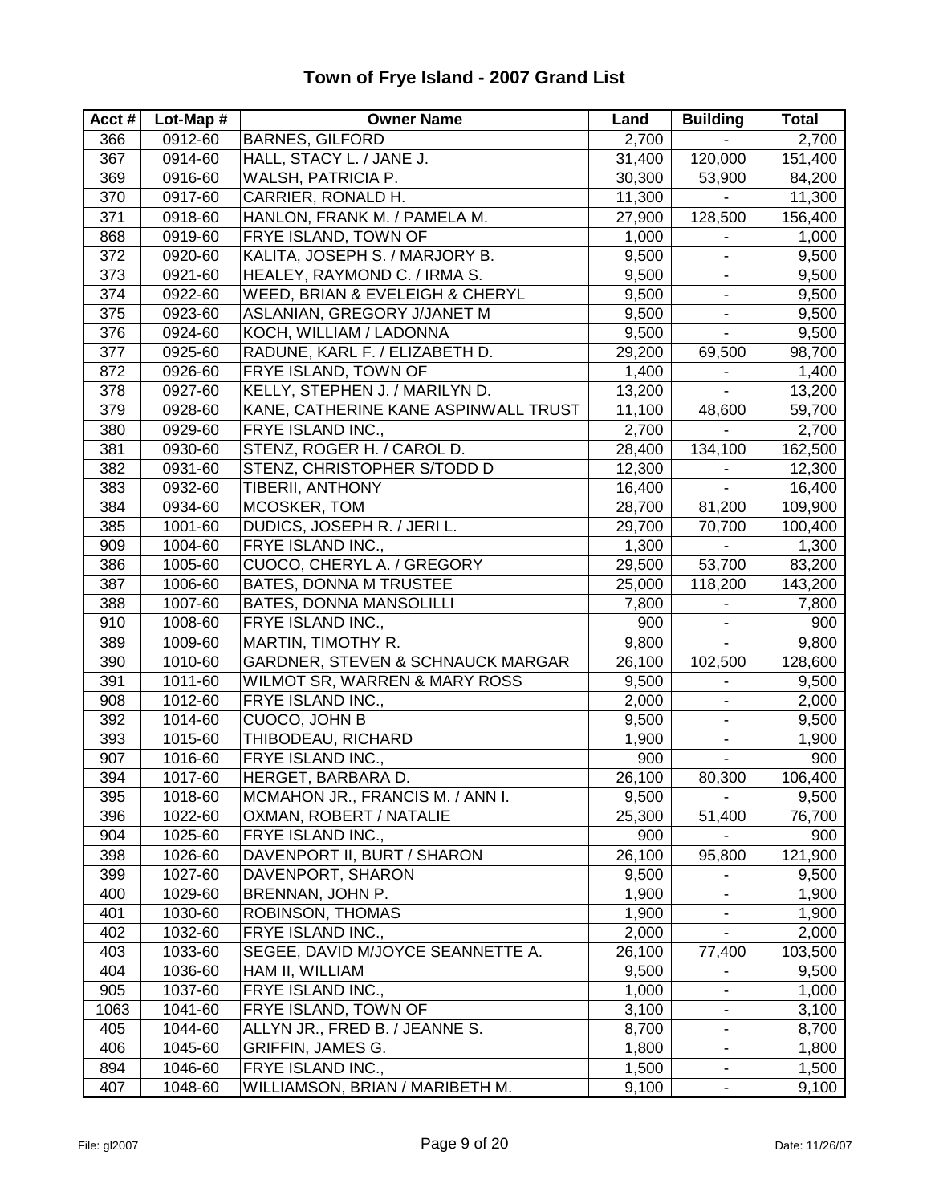# Town of Frye Island - 2007 Grand List

| Acct # | Lot-Map # | Owner Name | Land | Building | Total |
|---|---|---|---|---|---|
| 366 | 0912-60 | BARNES, GILFORD | 2,700 | - | 2,700 |
| 367 | 0914-60 | HALL, STACY L. / JANE J. | 31,400 | 120,000 | 151,400 |
| 369 | 0916-60 | WALSH, PATRICIA P. | 30,300 | 53,900 | 84,200 |
| 370 | 0917-60 | CARRIER, RONALD H. | 11,300 | - | 11,300 |
| 371 | 0918-60 | HANLON, FRANK M. / PAMELA M. | 27,900 | 128,500 | 156,400 |
| 868 | 0919-60 | FRYE ISLAND, TOWN OF | 1,000 | - | 1,000 |
| 372 | 0920-60 | KALITA, JOSEPH S. / MARJORY B. | 9,500 | - | 9,500 |
| 373 | 0921-60 | HEALEY, RAYMOND C. / IRMA S. | 9,500 | - | 9,500 |
| 374 | 0922-60 | WEED, BRIAN & EVELEIGH & CHERYL | 9,500 | - | 9,500 |
| 375 | 0923-60 | ASLANIAN, GREGORY J/JANET M | 9,500 | - | 9,500 |
| 376 | 0924-60 | KOCH, WILLIAM / LADONNA | 9,500 | - | 9,500 |
| 377 | 0925-60 | RADUNE, KARL F. / ELIZABETH D. | 29,200 | 69,500 | 98,700 |
| 872 | 0926-60 | FRYE ISLAND, TOWN OF | 1,400 | - | 1,400 |
| 378 | 0927-60 | KELLY, STEPHEN J. / MARILYN D. | 13,200 | - | 13,200 |
| 379 | 0928-60 | KANE, CATHERINE KANE ASPINWALL TRUST | 11,100 | 48,600 | 59,700 |
| 380 | 0929-60 | FRYE ISLAND INC., | 2,700 | - | 2,700 |
| 381 | 0930-60 | STENZ, ROGER H. / CAROL D. | 28,400 | 134,100 | 162,500 |
| 382 | 0931-60 | STENZ, CHRISTOPHER S/TODD D | 12,300 | - | 12,300 |
| 383 | 0932-60 | TIBERII, ANTHONY | 16,400 | - | 16,400 |
| 384 | 0934-60 | MCOSKER, TOM | 28,700 | 81,200 | 109,900 |
| 385 | 1001-60 | DUDICS, JOSEPH R. / JERI L. | 29,700 | 70,700 | 100,400 |
| 909 | 1004-60 | FRYE ISLAND INC., | 1,300 | - | 1,300 |
| 386 | 1005-60 | CUOCO, CHERYL A. / GREGORY | 29,500 | 53,700 | 83,200 |
| 387 | 1006-60 | BATES, DONNA M TRUSTEE | 25,000 | 118,200 | 143,200 |
| 388 | 1007-60 | BATES, DONNA MANSOLILLI | 7,800 | - | 7,800 |
| 910 | 1008-60 | FRYE ISLAND INC., | 900 | - | 900 |
| 389 | 1009-60 | MARTIN, TIMOTHY R. | 9,800 | - | 9,800 |
| 390 | 1010-60 | GARDNER, STEVEN & SCHNAUCK MARGAR | 26,100 | 102,500 | 128,600 |
| 391 | 1011-60 | WILMOT SR, WARREN & MARY ROSS | 9,500 | - | 9,500 |
| 908 | 1012-60 | FRYE ISLAND INC., | 2,000 | - | 2,000 |
| 392 | 1014-60 | CUOCO, JOHN B | 9,500 | - | 9,500 |
| 393 | 1015-60 | THIBODEAU, RICHARD | 1,900 | - | 1,900 |
| 907 | 1016-60 | FRYE ISLAND INC., | 900 | - | 900 |
| 394 | 1017-60 | HERGET, BARBARA D. | 26,100 | 80,300 | 106,400 |
| 395 | 1018-60 | MCMAHON JR., FRANCIS M. / ANN I. | 9,500 | - | 9,500 |
| 396 | 1022-60 | OXMAN, ROBERT / NATALIE | 25,300 | 51,400 | 76,700 |
| 904 | 1025-60 | FRYE ISLAND INC., | 900 | - | 900 |
| 398 | 1026-60 | DAVENPORT II, BURT / SHARON | 26,100 | 95,800 | 121,900 |
| 399 | 1027-60 | DAVENPORT, SHARON | 9,500 | - | 9,500 |
| 400 | 1029-60 | BRENNAN, JOHN P. | 1,900 | - | 1,900 |
| 401 | 1030-60 | ROBINSON, THOMAS | 1,900 | - | 1,900 |
| 402 | 1032-60 | FRYE ISLAND INC., | 2,000 | - | 2,000 |
| 403 | 1033-60 | SEGEE, DAVID M/JOYCE SEANNETTE A. | 26,100 | 77,400 | 103,500 |
| 404 | 1036-60 | HAM II, WILLIAM | 9,500 | - | 9,500 |
| 905 | 1037-60 | FRYE ISLAND INC., | 1,000 | - | 1,000 |
| 1063 | 1041-60 | FRYE ISLAND, TOWN OF | 3,100 | - | 3,100 |
| 405 | 1044-60 | ALLYN JR., FRED B. / JEANNE S. | 8,700 | - | 8,700 |
| 406 | 1045-60 | GRIFFIN, JAMES G. | 1,800 | - | 1,800 |
| 894 | 1046-60 | FRYE ISLAND INC., | 1,500 | - | 1,500 |
| 407 | 1048-60 | WILLIAMSON, BRIAN / MARIBETH M. | 9,100 | - | 9,100 |

File: gl2007 Date: 11/26/07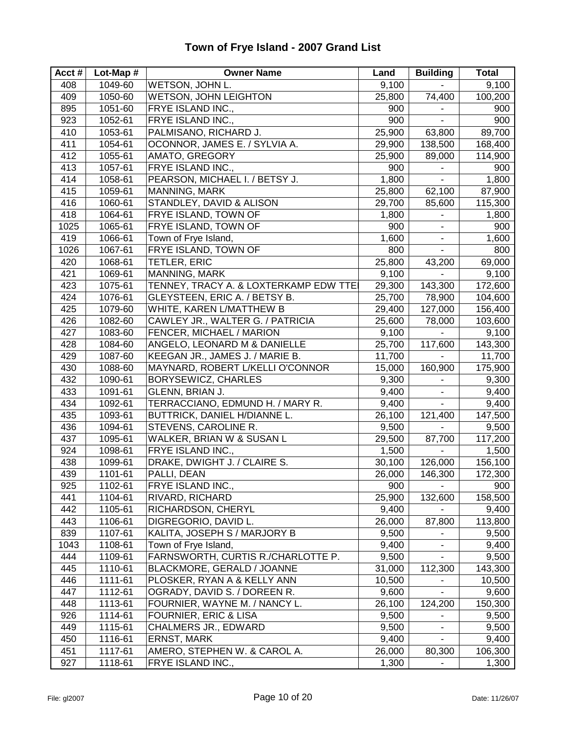# Town of Frye Island - 2007 Grand List

| Acct # | Lot-Map # | Owner Name | Land | Building | Total |
|---|---|---|---|---|---|
| 408 | 1049-60 | WETSON, JOHN L. | 9,100 | - | 9,100 |
| 409 | 1050-60 | WETSON, JOHN LEIGHTON | 25,800 | 74,400 | 100,200 |
| 895 | 1051-60 | FRYE ISLAND INC., | 900 | - | 900 |
| 923 | 1052-61 | FRYE ISLAND INC., | 900 | - | 900 |
| 410 | 1053-61 | PALMISANO, RICHARD J. | 25,900 | 63,800 | 89,700 |
| 411 | 1054-61 | OCONNOR, JAMES E. / SYLVIA A. | 29,900 | 138,500 | 168,400 |
| 412 | 1055-61 | AMATO, GREGORY | 25,900 | 89,000 | 114,900 |
| 413 | 1057-61 | FRYE ISLAND INC., | 900 | - | 900 |
| 414 | 1058-61 | PEARSON, MICHAEL I. / BETSY J. | 1,800 | - | 1,800 |
| 415 | 1059-61 | MANNING, MARK | 25,800 | 62,100 | 87,900 |
| 416 | 1060-61 | STANDLEY, DAVID & ALISON | 29,700 | 85,600 | 115,300 |
| 418 | 1064-61 | FRYE ISLAND, TOWN OF | 1,800 | - | 1,800 |
| 1025 | 1065-61 | FRYE ISLAND, TOWN OF | 900 | - | 900 |
| 419 | 1066-61 | Town of Frye Island, | 1,600 | - | 1,600 |
| 1026 | 1067-61 | FRYE ISLAND, TOWN OF | 800 | - | 800 |
| 420 | 1068-61 | TETLER, ERIC | 25,800 | 43,200 | 69,000 |
| 421 | 1069-61 | MANNING, MARK | 9,100 | - | 9,100 |
| 423 | 1075-61 | TENNEY, TRACY A. & LOXTERKAMP EDW TTE | 29,300 | 143,300 | 172,600 |
| 424 | 1076-61 | GLEYSTEEN, ERIC A. / BETSY B. | 25,700 | 78,900 | 104,600 |
| 425 | 1079-60 | WHITE, KAREN L/MATTHEW B | 29,400 | 127,000 | 156,400 |
| 426 | 1082-60 | CAWLEY JR., WALTER G. / PATRICIA | 25,600 | 78,000 | 103,600 |
| 427 | 1083-60 | FENCER, MICHAEL / MARION | 9,100 | - | 9,100 |
| 428 | 1084-60 | ANGELO, LEONARD M & DANIELLE | 25,700 | 117,600 | 143,300 |
| 429 | 1087-60 | KEEGAN JR., JAMES J. / MARIE B. | 11,700 | - | 11,700 |
| 430 | 1088-60 | MAYNARD, ROBERT L/KELLI O'CONNOR | 15,000 | 160,900 | 175,900 |
| 432 | 1090-61 | BORYSEWICZ, CHARLES | 9,300 | - | 9,300 |
| 433 | 1091-61 | GLENN, BRIAN J. | 9,400 | - | 9,400 |
| 434 | 1092-61 | TERRACCIANO, EDMUND H. / MARY R. | 9,400 | - | 9,400 |
| 435 | 1093-61 | BUTTRICK, DANIEL H/DIANNE L. | 26,100 | 121,400 | 147,500 |
| 436 | 1094-61 | STEVENS, CAROLINE R. | 9,500 | - | 9,500 |
| 437 | 1095-61 | WALKER, BRIAN W & SUSAN L | 29,500 | 87,700 | 117,200 |
| 924 | 1098-61 | FRYE ISLAND INC., | 1,500 | - | 1,500 |
| 438 | 1099-61 | DRAKE, DWIGHT J. / CLAIRE S. | 30,100 | 126,000 | 156,100 |
| 439 | 1101-61 | PALLI, DEAN | 26,000 | 146,300 | 172,300 |
| 925 | 1102-61 | FRYE ISLAND INC., | 900 | - | 900 |
| 441 | 1104-61 | RIVARD, RICHARD | 25,900 | 132,600 | 158,500 |
| 442 | 1105-61 | RICHARDSON, CHERYL | 9,400 | - | 9,400 |
| 443 | 1106-61 | DIGREGORIO, DAVID L. | 26,000 | 87,800 | 113,800 |
| 839 | 1107-61 | KALITA, JOSEPH S / MARJORY B | 9,500 | - | 9,500 |
| 1043 | 1108-61 | Town of Frye Island, | 9,400 | - | 9,400 |
| 444 | 1109-61 | FARNSWORTH, CURTIS R./CHARLOTTE P. | 9,500 | - | 9,500 |
| 445 | 1110-61 | BLACKMORE, GERALD / JOANNE | 31,000 | 112,300 | 143,300 |
| 446 | 1111-61 | PLOSKER, RYAN A & KELLY ANN | 10,500 | - | 10,500 |
| 447 | 1112-61 | OGRADY, DAVID S. / DOREEN R. | 9,600 | - | 9,600 |
| 448 | 1113-61 | FOURNIER, WAYNE M. / NANCY L. | 26,100 | 124,200 | 150,300 |
| 926 | 1114-61 | FOURNIER, ERIC & LISA | 9,500 | - | 9,500 |
| 449 | 1115-61 | CHALMERS JR., EDWARD | 9,500 | - | 9,500 |
| 450 | 1116-61 | ERNST, MARK | 9,400 | - | 9,400 |
| 451 | 1117-61 | AMERO, STEPHEN W. & CAROL A. | 26,000 | 80,300 | 106,300 |
| 927 | 1118-61 | FRYE ISLAND INC., | 1,300 | - | 1,300 |

File: gl2007 Date: 11/26/07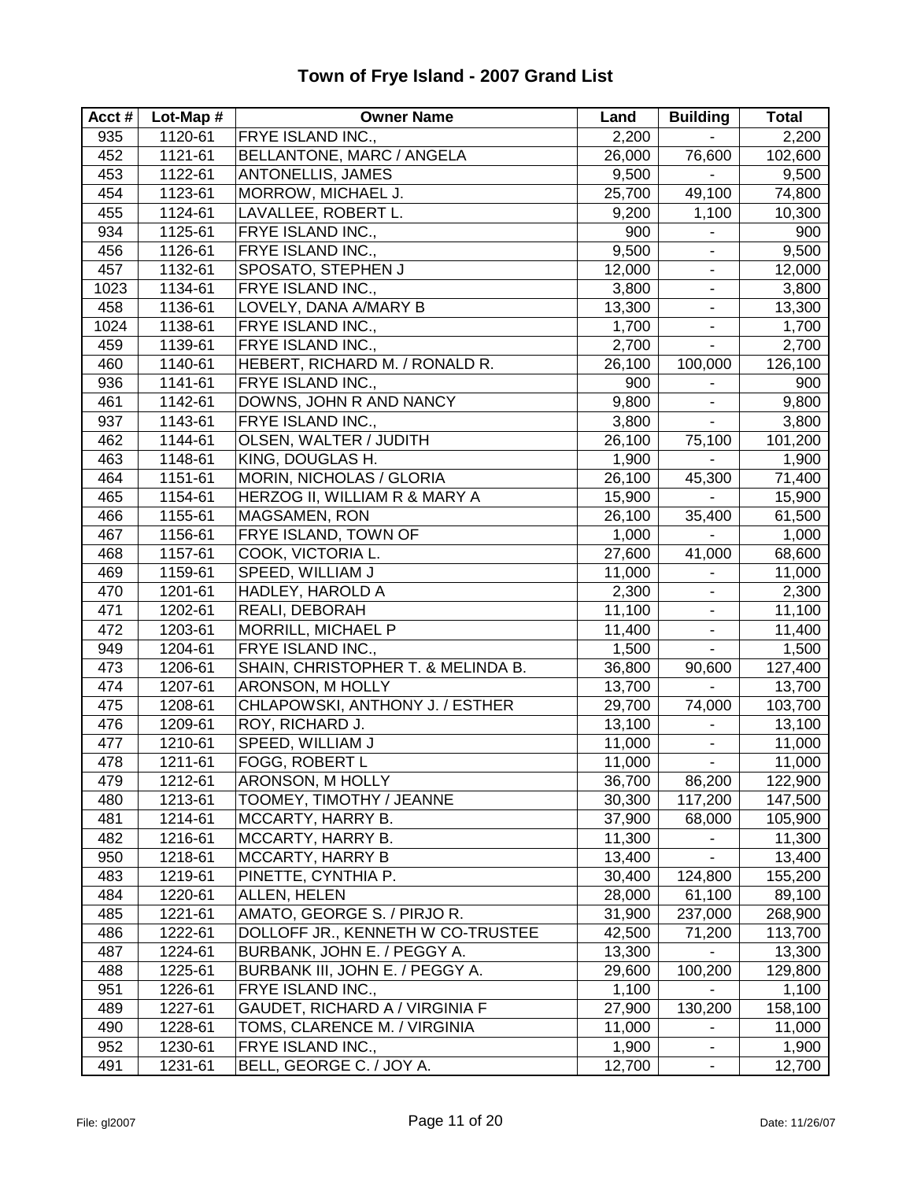# Town of Frye Island - 2007 Grand List

| Acct # | Lot-Map # | Owner Name | Land | Building | Total |
|---|---|---|---|---|---|
| 935 | 1120-61 | FRYE ISLAND INC., | 2,200 | - | 2,200 |
| 452 | 1121-61 | BELLANTONE, MARC / ANGELA | 26,000 | 76,600 | 102,600 |
| 453 | 1122-61 | ANTONELLIS, JAMES | 9,500 | - | 9,500 |
| 454 | 1123-61 | MORROW, MICHAEL J. | 25,700 | 49,100 | 74,800 |
| 455 | 1124-61 | LAVALLEE, ROBERT L. | 9,200 | 1,100 | 10,300 |
| 934 | 1125-61 | FRYE ISLAND INC., | 900 | - | 900 |
| 456 | 1126-61 | FRYE ISLAND INC., | 9,500 | - | 9,500 |
| 457 | 1132-61 | SPOSATO, STEPHEN J | 12,000 | - | 12,000 |
| 1023 | 1134-61 | FRYE ISLAND INC., | 3,800 | - | 3,800 |
| 458 | 1136-61 | LOVELY, DANA A/MARY B | 13,300 | - | 13,300 |
| 1024 | 1138-61 | FRYE ISLAND INC., | 1,700 | - | 1,700 |
| 459 | 1139-61 | FRYE ISLAND INC., | 2,700 | - | 2,700 |
| 460 | 1140-61 | HEBERT, RICHARD M. / RONALD R. | 26,100 | 100,000 | 126,100 |
| 936 | 1141-61 | FRYE ISLAND INC., | 900 | - | 900 |
| 461 | 1142-61 | DOWNS, JOHN R AND NANCY | 9,800 | - | 9,800 |
| 937 | 1143-61 | FRYE ISLAND INC., | 3,800 | - | 3,800 |
| 462 | 1144-61 | OLSEN, WALTER / JUDITH | 26,100 | 75,100 | 101,200 |
| 463 | 1148-61 | KING, DOUGLAS H. | 1,900 | - | 1,900 |
| 464 | 1151-61 | MORIN, NICHOLAS / GLORIA | 26,100 | 45,300 | 71,400 |
| 465 | 1154-61 | HERZOG II, WILLIAM R & MARY A | 15,900 | - | 15,900 |
| 466 | 1155-61 | MAGSAMEN, RON | 26,100 | 35,400 | 61,500 |
| 467 | 1156-61 | FRYE ISLAND, TOWN OF | 1,000 | - | 1,000 |
| 468 | 1157-61 | COOK, VICTORIA L. | 27,600 | 41,000 | 68,600 |
| 469 | 1159-61 | SPEED, WILLIAM J | 11,000 | - | 11,000 |
| 470 | 1201-61 | HADLEY, HAROLD A | 2,300 | - | 2,300 |
| 471 | 1202-61 | REALI, DEBORAH | 11,100 | - | 11,100 |
| 472 | 1203-61 | MORRILL, MICHAEL P | 11,400 | - | 11,400 |
| 949 | 1204-61 | FRYE ISLAND INC., | 1,500 | - | 1,500 |
| 473 | 1206-61 | SHAIN, CHRISTOPHER T. & MELINDA B. | 36,800 | 90,600 | 127,400 |
| 474 | 1207-61 | ARONSON, M HOLLY | 13,700 | - | 13,700 |
| 475 | 1208-61 | CHLAPOWSKI, ANTHONY J. / ESTHER | 29,700 | 74,000 | 103,700 |
| 476 | 1209-61 | ROY, RICHARD J. | 13,100 | - | 13,100 |
| 477 | 1210-61 | SPEED, WILLIAM J | 11,000 | - | 11,000 |
| 478 | 1211-61 | FOGG, ROBERT L | 11,000 | - | 11,000 |
| 479 | 1212-61 | ARONSON, M HOLLY | 36,700 | 86,200 | 122,900 |
| 480 | 1213-61 | TOOMEY, TIMOTHY / JEANNE | 30,300 | 117,200 | 147,500 |
| 481 | 1214-61 | MCCARTY, HARRY B. | 37,900 | 68,000 | 105,900 |
| 482 | 1216-61 | MCCARTY, HARRY B. | 11,300 | - | 11,300 |
| 950 | 1218-61 | MCCARTY, HARRY B | 13,400 | - | 13,400 |
| 483 | 1219-61 | PINETTE, CYNTHIA P. | 30,400 | 124,800 | 155,200 |
| 484 | 1220-61 | ALLEN, HELEN | 28,000 | 61,100 | 89,100 |
| 485 | 1221-61 | AMATO, GEORGE S. / PIRJO R. | 31,900 | 237,000 | 268,900 |
| 486 | 1222-61 | DOLLOFF JR., KENNETH W CO-TRUSTEE | 42,500 | 71,200 | 113,700 |
| 487 | 1224-61 | BURBANK, JOHN E. / PEGGY A. | 13,300 | - | 13,300 |
| 488 | 1225-61 | BURBANK III, JOHN E. / PEGGY A. | 29,600 | 100,200 | 129,800 |
| 951 | 1226-61 | FRYE ISLAND INC., | 1,100 | - | 1,100 |
| 489 | 1227-61 | GAUDET, RICHARD A / VIRGINIA F | 27,900 | 130,200 | 158,100 |
| 490 | 1228-61 | TOMS, CLARENCE M. / VIRGINIA | 11,000 | - | 11,000 |
| 952 | 1230-61 | FRYE ISLAND INC., | 1,900 | - | 1,900 |
| 491 | 1231-61 | BELL, GEORGE C. / JOY A. | 12,700 | - | 12,700 |

File: gl2007 Date: 11/26/07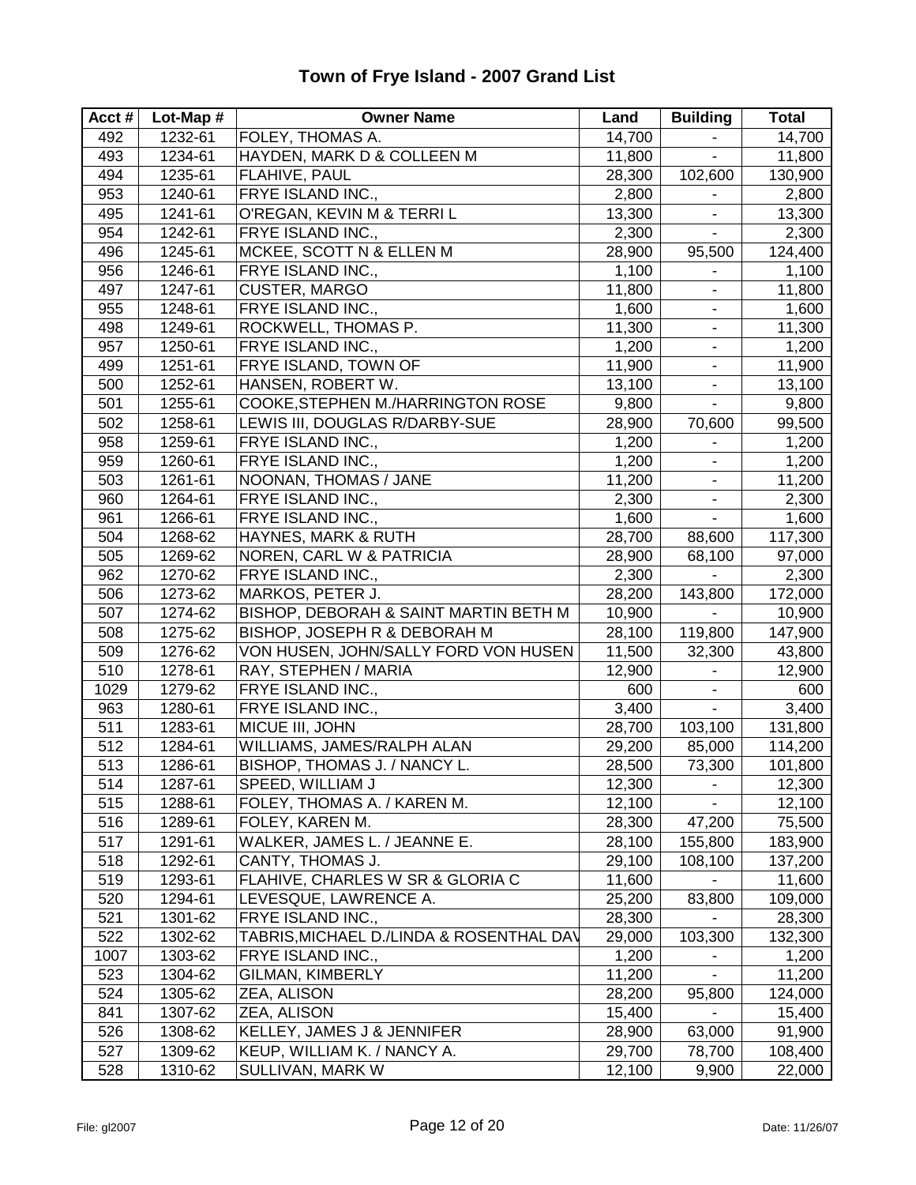# Town of Frye Island - 2007 Grand List

| Acct # | Lot-Map # | Owner Name | Land | Building | Total |
|---|---|---|---|---|---|
| 492 | 1232-61 | FOLEY, THOMAS A. | 14,700 | - | 14,700 |
| 493 | 1234-61 | HAYDEN, MARK D & COLLEEN M | 11,800 | - | 11,800 |
| 494 | 1235-61 | FLAHIVE, PAUL | 28,300 | 102,600 | 130,900 |
| 953 | 1240-61 | FRYE ISLAND INC., | 2,800 | - | 2,800 |
| 495 | 1241-61 | O'REGAN, KEVIN M & TERRI L | 13,300 | - | 13,300 |
| 954 | 1242-61 | FRYE ISLAND INC., | 2,300 | - | 2,300 |
| 496 | 1245-61 | MCKEE, SCOTT N & ELLEN M | 28,900 | 95,500 | 124,400 |
| 956 | 1246-61 | FRYE ISLAND INC., | 1,100 | - | 1,100 |
| 497 | 1247-61 | CUSTER, MARGO | 11,800 | - | 11,800 |
| 955 | 1248-61 | FRYE ISLAND INC., | 1,600 | - | 1,600 |
| 498 | 1249-61 | ROCKWELL, THOMAS P. | 11,300 | - | 11,300 |
| 957 | 1250-61 | FRYE ISLAND INC., | 1,200 | - | 1,200 |
| 499 | 1251-61 | FRYE ISLAND, TOWN OF | 11,900 | - | 11,900 |
| 500 | 1252-61 | HANSEN, ROBERT W. | 13,100 | - | 13,100 |
| 501 | 1255-61 | COOKE,STEPHEN M./HARRINGTON ROSE | 9,800 | - | 9,800 |
| 502 | 1258-61 | LEWIS III, DOUGLAS R/DARBY-SUE | 28,900 | 70,600 | 99,500 |
| 958 | 1259-61 | FRYE ISLAND INC., | 1,200 | - | 1,200 |
| 959 | 1260-61 | FRYE ISLAND INC., | 1,200 | - | 1,200 |
| 503 | 1261-61 | NOONAN, THOMAS / JANE | 11,200 | - | 11,200 |
| 960 | 1264-61 | FRYE ISLAND INC., | 2,300 | - | 2,300 |
| 961 | 1266-61 | FRYE ISLAND INC., | 1,600 | - | 1,600 |
| 504 | 1268-62 | HAYNES, MARK & RUTH | 28,700 | 88,600 | 117,300 |
| 505 | 1269-62 | NOREN, CARL W & PATRICIA | 28,900 | 68,100 | 97,000 |
| 962 | 1270-62 | FRYE ISLAND INC., | 2,300 | - | 2,300 |
| 506 | 1273-62 | MARKOS, PETER J. | 28,200 | 143,800 | 172,000 |
| 507 | 1274-62 | BISHOP, DEBORAH & SAINT MARTIN BETH M | 10,900 | - | 10,900 |
| 508 | 1275-62 | BISHOP, JOSEPH R & DEBORAH M | 28,100 | 119,800 | 147,900 |
| 509 | 1276-62 | VON HUSEN, JOHN/SALLY FORD VON HUSEN | 11,500 | 32,300 | 43,800 |
| 510 | 1278-61 | RAY, STEPHEN / MARIA | 12,900 | - | 12,900 |
| 1029 | 1279-62 | FRYE ISLAND INC., | 600 | - | 600 |
| 963 | 1280-61 | FRYE ISLAND INC., | 3,400 | - | 3,400 |
| 511 | 1283-61 | MICUE III, JOHN | 28,700 | 103,100 | 131,800 |
| 512 | 1284-61 | WILLIAMS, JAMES/RALPH ALAN | 29,200 | 85,000 | 114,200 |
| 513 | 1286-61 | BISHOP, THOMAS J. / NANCY L. | 28,500 | 73,300 | 101,800 |
| 514 | 1287-61 | SPEED, WILLIAM J | 12,300 | - | 12,300 |
| 515 | 1288-61 | FOLEY, THOMAS A. / KAREN M. | 12,100 | - | 12,100 |
| 516 | 1289-61 | FOLEY, KAREN M. | 28,300 | 47,200 | 75,500 |
| 517 | 1291-61 | WALKER, JAMES L. / JEANNE E. | 28,100 | 155,800 | 183,900 |
| 518 | 1292-61 | CANTY, THOMAS J. | 29,100 | 108,100 | 137,200 |
| 519 | 1293-61 | FLAHIVE, CHARLES W SR & GLORIA C | 11,600 | - | 11,600 |
| 520 | 1294-61 | LEVESQUE, LAWRENCE A. | 25,200 | 83,800 | 109,000 |
| 521 | 1301-62 | FRYE ISLAND INC., | 28,300 | - | 28,300 |
| 522 | 1302-62 | TABRIS,MICHAEL D./LINDA & ROSENTHAL DAV | 29,000 | 103,300 | 132,300 |
| 1007 | 1303-62 | FRYE ISLAND INC., | 1,200 | - | 1,200 |
| 523 | 1304-62 | GILMAN, KIMBERLY | 11,200 | - | 11,200 |
| 524 | 1305-62 | ZEA, ALISON | 28,200 | 95,800 | 124,000 |
| 841 | 1307-62 | ZEA, ALISON | 15,400 | - | 15,400 |
| 526 | 1308-62 | KELLEY, JAMES J & JENNIFER | 28,900 | 63,000 | 91,900 |
| 527 | 1309-62 | KEUP, WILLIAM K. / NANCY A. | 29,700 | 78,700 | 108,400 |
| 528 | 1310-62 | SULLIVAN, MARK W | 12,100 | 9,900 | 22,000 |

File: gl2007 Date: 11/26/07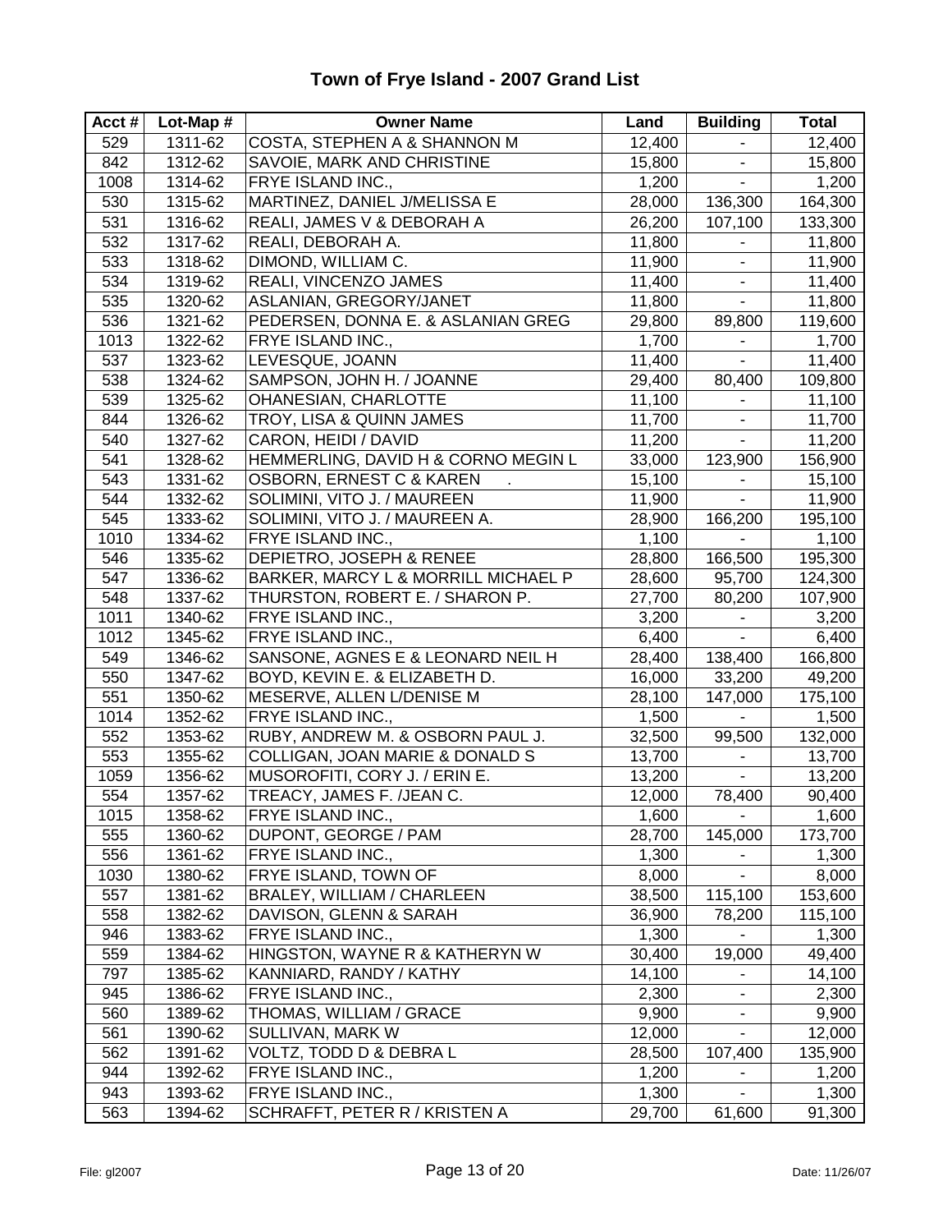# Town of Frye Island - 2007 Grand List

| Acct # | Lot-Map # | Owner Name | Land | Building | Total |
|---|---|---|---|---|---|
| 529 | 1311-62 | COSTA, STEPHEN A & SHANNON M | 12,400 | - | 12,400 |
| 842 | 1312-62 | SAVOIE, MARK AND CHRISTINE | 15,800 | - | 15,800 |
| 1008 | 1314-62 | FRYE ISLAND INC., | 1,200 | - | 1,200 |
| 530 | 1315-62 | MARTINEZ, DANIEL J/MELISSA E | 28,000 | 136,300 | 164,300 |
| 531 | 1316-62 | REALI, JAMES V & DEBORAH A | 26,200 | 107,100 | 133,300 |
| 532 | 1317-62 | REALI, DEBORAH A. | 11,800 | - | 11,800 |
| 533 | 1318-62 | DIMOND, WILLIAM C. | 11,900 | - | 11,900 |
| 534 | 1319-62 | REALI, VINCENZO JAMES | 11,400 | - | 11,400 |
| 535 | 1320-62 | ASLANIAN, GREGORY/JANET | 11,800 | - | 11,800 |
| 536 | 1321-62 | PEDERSEN, DONNA E. & ASLANIAN GREG | 29,800 | 89,800 | 119,600 |
| 1013 | 1322-62 | FRYE ISLAND INC., | 1,700 | - | 1,700 |
| 537 | 1323-62 | LEVESQUE, JOANN | 11,400 | - | 11,400 |
| 538 | 1324-62 | SAMPSON, JOHN H. / JOANNE | 29,400 | 80,400 | 109,800 |
| 539 | 1325-62 | OHANESIAN, CHARLOTTE | 11,100 | - | 11,100 |
| 844 | 1326-62 | TROY, LISA & QUINN JAMES | 11,700 | - | 11,700 |
| 540 | 1327-62 | CARON, HEIDI / DAVID | 11,200 | - | 11,200 |
| 541 | 1328-62 | HEMMERLING, DAVID H & CORNO MEGIN L | 33,000 | 123,900 | 156,900 |
| 543 | 1331-62 | OSBORN, ERNEST C & KAREN . | 15,100 | - | 15,100 |
| 544 | 1332-62 | SOLIMINI, VITO J. / MAUREEN | 11,900 | - | 11,900 |
| 545 | 1333-62 | SOLIMINI, VITO J. / MAUREEN A. | 28,900 | 166,200 | 195,100 |
| 1010 | 1334-62 | FRYE ISLAND INC., | 1,100 | - | 1,100 |
| 546 | 1335-62 | DEPIETRO, JOSEPH & RENEE | 28,800 | 166,500 | 195,300 |
| 547 | 1336-62 | BARKER, MARCY L & MORRILL MICHAEL P | 28,600 | 95,700 | 124,300 |
| 548 | 1337-62 | THURSTON, ROBERT E. / SHARON P. | 27,700 | 80,200 | 107,900 |
| 1011 | 1340-62 | FRYE ISLAND INC., | 3,200 | - | 3,200 |
| 1012 | 1345-62 | FRYE ISLAND INC., | 6,400 | - | 6,400 |
| 549 | 1346-62 | SANSONE, AGNES E & LEONARD NEIL H | 28,400 | 138,400 | 166,800 |
| 550 | 1347-62 | BOYD, KEVIN E. & ELIZABETH D. | 16,000 | 33,200 | 49,200 |
| 551 | 1350-62 | MESERVE, ALLEN L/DENISE M | 28,100 | 147,000 | 175,100 |
| 1014 | 1352-62 | FRYE ISLAND INC., | 1,500 | - | 1,500 |
| 552 | 1353-62 | RUBY, ANDREW M. & OSBORN PAUL J. | 32,500 | 99,500 | 132,000 |
| 553 | 1355-62 | COLLIGAN, JOAN MARIE & DONALD S | 13,700 | - | 13,700 |
| 1059 | 1356-62 | MUSOROFITI, CORY J. / ERIN E. | 13,200 | - | 13,200 |
| 554 | 1357-62 | TREACY, JAMES F. /JEAN C. | 12,000 | 78,400 | 90,400 |
| 1015 | 1358-62 | FRYE ISLAND INC., | 1,600 | - | 1,600 |
| 555 | 1360-62 | DUPONT, GEORGE / PAM | 28,700 | 145,000 | 173,700 |
| 556 | 1361-62 | FRYE ISLAND INC., | 1,300 | - | 1,300 |
| 1030 | 1380-62 | FRYE ISLAND, TOWN OF | 8,000 | - | 8,000 |
| 557 | 1381-62 | BRALEY, WILLIAM / CHARLEEN | 38,500 | 115,100 | 153,600 |
| 558 | 1382-62 | DAVISON, GLENN & SARAH | 36,900 | 78,200 | 115,100 |
| 946 | 1383-62 | FRYE ISLAND INC., | 1,300 | - | 1,300 |
| 559 | 1384-62 | HINGSTON, WAYNE R & KATHERYN W | 30,400 | 19,000 | 49,400 |
| 797 | 1385-62 | KANNIARD, RANDY / KATHY | 14,100 | - | 14,100 |
| 945 | 1386-62 | FRYE ISLAND INC., | 2,300 | - | 2,300 |
| 560 | 1389-62 | THOMAS, WILLIAM / GRACE | 9,900 | - | 9,900 |
| 561 | 1390-62 | SULLIVAN, MARK W | 12,000 | - | 12,000 |
| 562 | 1391-62 | VOLTZ, TODD D & DEBRA L | 28,500 | 107,400 | 135,900 |
| 944 | 1392-62 | FRYE ISLAND INC., | 1,200 | - | 1,200 |
| 943 | 1393-62 | FRYE ISLAND INC., | 1,300 | - | 1,300 |
| 563 | 1394-62 | SCHRAFFT, PETER R / KRISTEN A | 29,700 | 61,600 | 91,300 |

File: gl2007 Date: 11/26/07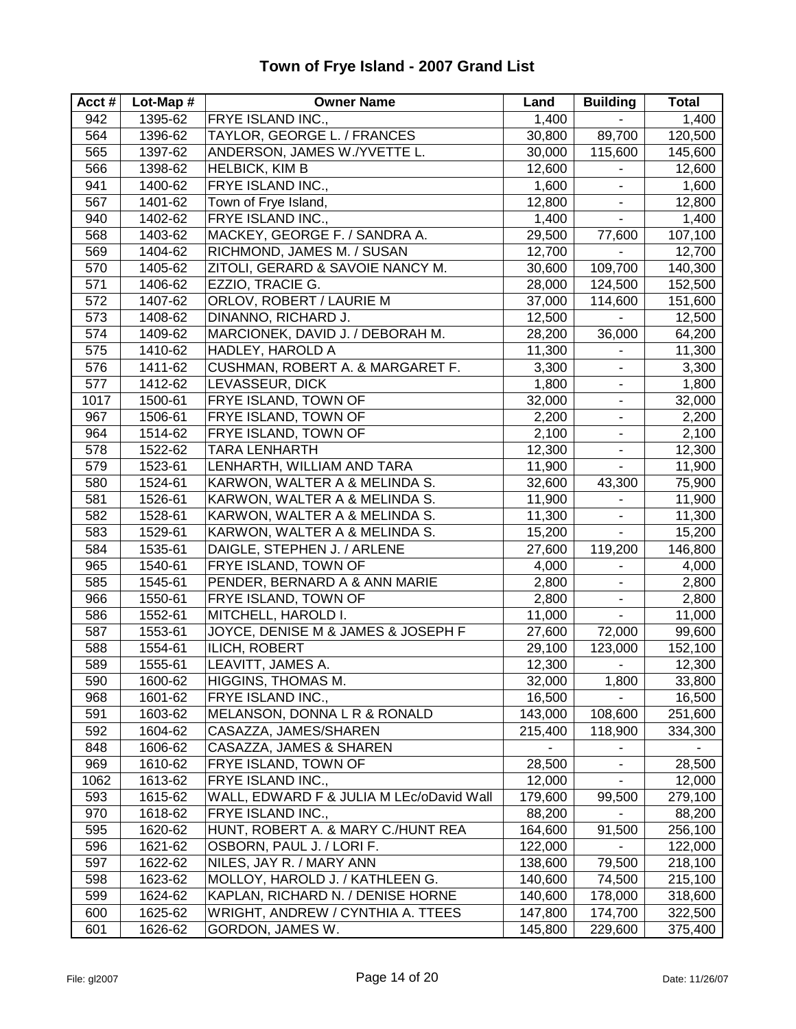# Town of Frye Island - 2007 Grand List

| Acct # | Lot-Map # | Owner Name | Land | Building | Total |
|---|---|---|---|---|---|
| 942 | 1395-62 | FRYE ISLAND INC., | 1,400 | - | 1,400 |
| 564 | 1396-62 | TAYLOR, GEORGE L. / FRANCES | 30,800 | 89,700 | 120,500 |
| 565 | 1397-62 | ANDERSON, JAMES W./YVETTE L. | 30,000 | 115,600 | 145,600 |
| 566 | 1398-62 | HELBICK, KIM B | 12,600 | - | 12,600 |
| 941 | 1400-62 | FRYE ISLAND INC., | 1,600 | - | 1,600 |
| 567 | 1401-62 | Town of Frye Island, | 12,800 | - | 12,800 |
| 940 | 1402-62 | FRYE ISLAND INC., | 1,400 | - | 1,400 |
| 568 | 1403-62 | MACKEY, GEORGE F. / SANDRA A. | 29,500 | 77,600 | 107,100 |
| 569 | 1404-62 | RICHMOND, JAMES M. / SUSAN | 12,700 | - | 12,700 |
| 570 | 1405-62 | ZITOLI, GERARD & SAVOIE NANCY M. | 30,600 | 109,700 | 140,300 |
| 571 | 1406-62 | EZZIO, TRACIE G. | 28,000 | 124,500 | 152,500 |
| 572 | 1407-62 | ORLOV, ROBERT / LAURIE M | 37,000 | 114,600 | 151,600 |
| 573 | 1408-62 | DINANNO, RICHARD J. | 12,500 | - | 12,500 |
| 574 | 1409-62 | MARCIONEK, DAVID J. / DEBORAH M. | 28,200 | 36,000 | 64,200 |
| 575 | 1410-62 | HADLEY, HAROLD A | 11,300 | - | 11,300 |
| 576 | 1411-62 | CUSHMAN, ROBERT A. & MARGARET F. | 3,300 | - | 3,300 |
| 577 | 1412-62 | LEVASSEUR, DICK | 1,800 | - | 1,800 |
| 1017 | 1500-61 | FRYE ISLAND, TOWN OF | 32,000 | - | 32,000 |
| 967 | 1506-61 | FRYE ISLAND, TOWN OF | 2,200 | - | 2,200 |
| 964 | 1514-62 | FRYE ISLAND, TOWN OF | 2,100 | - | 2,100 |
| 578 | 1522-62 | TARA LENHARTH | 12,300 | - | 12,300 |
| 579 | 1523-61 | LENHARTH, WILLIAM AND TARA | 11,900 | - | 11,900 |
| 580 | 1524-61 | KARWON, WALTER A & MELINDA S. | 32,600 | 43,300 | 75,900 |
| 581 | 1526-61 | KARWON, WALTER A & MELINDA S. | 11,900 | - | 11,900 |
| 582 | 1528-61 | KARWON, WALTER A & MELINDA S. | 11,300 | - | 11,300 |
| 583 | 1529-61 | KARWON, WALTER A & MELINDA S. | 15,200 | - | 15,200 |
| 584 | 1535-61 | DAIGLE, STEPHEN J. / ARLENE | 27,600 | 119,200 | 146,800 |
| 965 | 1540-61 | FRYE ISLAND, TOWN OF | 4,000 | - | 4,000 |
| 585 | 1545-61 | PENDER, BERNARD A & ANN MARIE | 2,800 | - | 2,800 |
| 966 | 1550-61 | FRYE ISLAND, TOWN OF | 2,800 | - | 2,800 |
| 586 | 1552-61 | MITCHELL, HAROLD I. | 11,000 | - | 11,000 |
| 587 | 1553-61 | JOYCE, DENISE M & JAMES & JOSEPH F | 27,600 | 72,000 | 99,600 |
| 588 | 1554-61 | ILICH, ROBERT | 29,100 | 123,000 | 152,100 |
| 589 | 1555-61 | LEAVITT, JAMES A. | 12,300 | - | 12,300 |
| 590 | 1600-62 | HIGGINS, THOMAS M. | 32,000 | 1,800 | 33,800 |
| 968 | 1601-62 | FRYE ISLAND INC., | 16,500 | - | 16,500 |
| 591 | 1603-62 | MELANSON, DONNA L R & RONALD | 143,000 | 108,600 | 251,600 |
| 592 | 1604-62 | CASAZZA, JAMES/SHAREN | 215,400 | 118,900 | 334,300 |
| 848 | 1606-62 | CASAZZA, JAMES & SHAREN | - | - | - |
| 969 | 1610-62 | FRYE ISLAND, TOWN OF | 28,500 | - | 28,500 |
| 1062 | 1613-62 | FRYE ISLAND INC., | 12,000 | - | 12,000 |
| 593 | 1615-62 | WALL, EDWARD F & JULIA M LEc/oDavid Wall | 179,600 | 99,500 | 279,100 |
| 970 | 1618-62 | FRYE ISLAND INC., | 88,200 | - | 88,200 |
| 595 | 1620-62 | HUNT, ROBERT A. & MARY C./HUNT REA | 164,600 | 91,500 | 256,100 |
| 596 | 1621-62 | OSBORN, PAUL J. / LORI F. | 122,000 | - | 122,000 |
| 597 | 1622-62 | NILES, JAY R. / MARY ANN | 138,600 | 79,500 | 218,100 |
| 598 | 1623-62 | MOLLOY, HAROLD J. / KATHLEEN G. | 140,600 | 74,500 | 215,100 |
| 599 | 1624-62 | KAPLAN, RICHARD N. / DENISE HORNE | 140,600 | 178,000 | 318,600 |
| 600 | 1625-62 | WRIGHT, ANDREW / CYNTHIA A. TTEES | 147,800 | 174,700 | 322,500 |
| 601 | 1626-62 | GORDON, JAMES W. | 145,800 | 229,600 | 375,400 |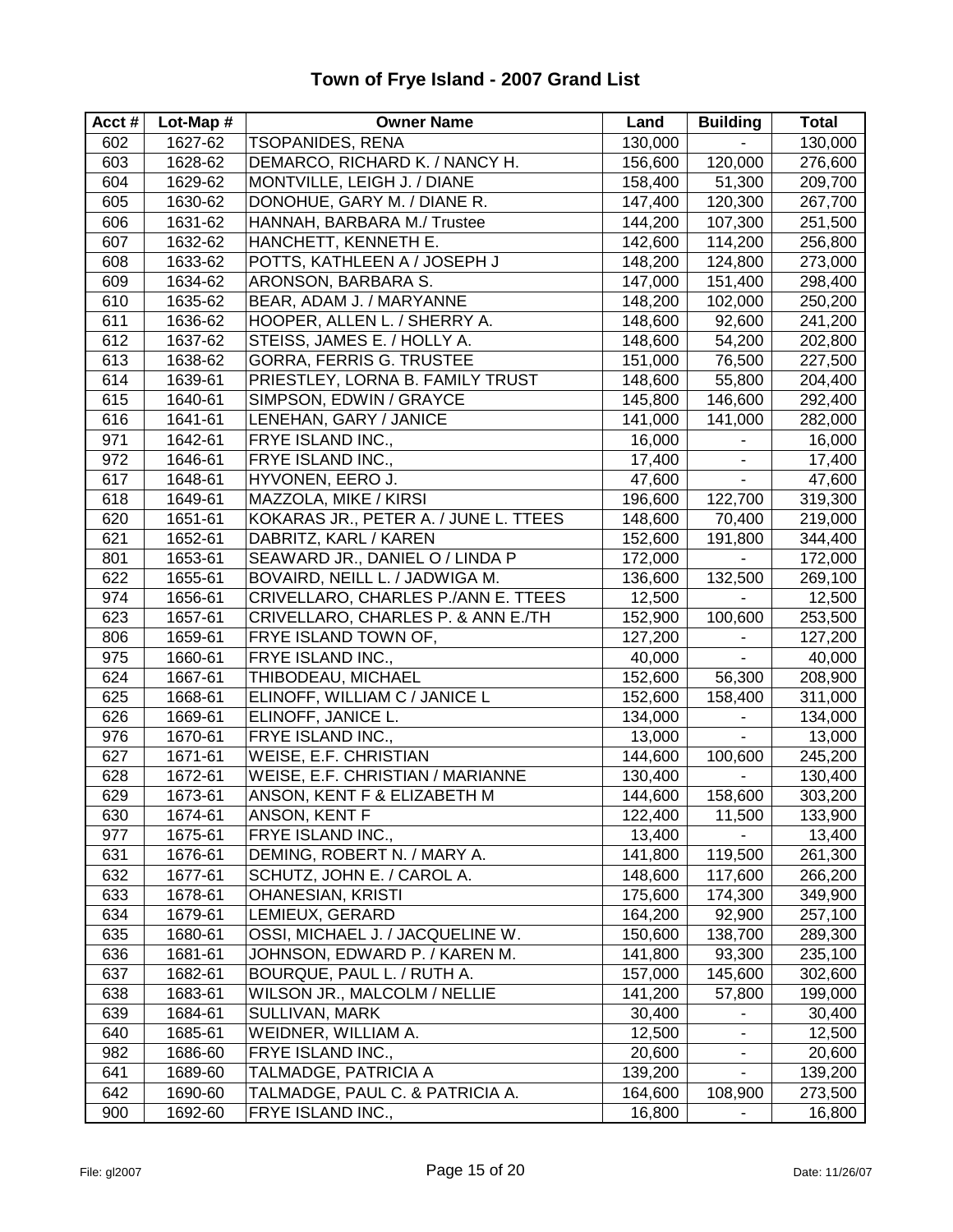# Town of Frye Island - 2007 Grand List

| Acct # | Lot-Map # | Owner Name | Land | Building | Total |
|---|---|---|---|---|---|
| 602 | 1627-62 | TSOPANIDES, RENA | 130,000 | - | 130,000 |
| 603 | 1628-62 | DEMARCO, RICHARD K. / NANCY H. | 156,600 | 120,000 | 276,600 |
| 604 | 1629-62 | MONTVILLE, LEIGH J. / DIANE | 158,400 | 51,300 | 209,700 |
| 605 | 1630-62 | DONOHUE, GARY M. / DIANE R. | 147,400 | 120,300 | 267,700 |
| 606 | 1631-62 | HANNAH, BARBARA M./ Trustee | 144,200 | 107,300 | 251,500 |
| 607 | 1632-62 | HANCHETT, KENNETH E. | 142,600 | 114,200 | 256,800 |
| 608 | 1633-62 | POTTS, KATHLEEN A / JOSEPH J | 148,200 | 124,800 | 273,000 |
| 609 | 1634-62 | ARONSON, BARBARA S. | 147,000 | 151,400 | 298,400 |
| 610 | 1635-62 | BEAR, ADAM J. / MARYANNE | 148,200 | 102,000 | 250,200 |
| 611 | 1636-62 | HOOPER, ALLEN L. / SHERRY A. | 148,600 | 92,600 | 241,200 |
| 612 | 1637-62 | STEISS, JAMES E. / HOLLY A. | 148,600 | 54,200 | 202,800 |
| 613 | 1638-62 | GORRA, FERRIS G. TRUSTEE | 151,000 | 76,500 | 227,500 |
| 614 | 1639-61 | PRIESTLEY, LORNA B. FAMILY TRUST | 148,600 | 55,800 | 204,400 |
| 615 | 1640-61 | SIMPSON, EDWIN / GRAYCE | 145,800 | 146,600 | 292,400 |
| 616 | 1641-61 | LENEHAN, GARY / JANICE | 141,000 | 141,000 | 282,000 |
| 971 | 1642-61 | FRYE ISLAND INC., | 16,000 | - | 16,000 |
| 972 | 1646-61 | FRYE ISLAND INC., | 17,400 | - | 17,400 |
| 617 | 1648-61 | HYVONEN, EERO J. | 47,600 | - | 47,600 |
| 618 | 1649-61 | MAZZOLA, MIKE / KIRSI | 196,600 | 122,700 | 319,300 |
| 620 | 1651-61 | KOKARAS JR., PETER A. / JUNE L. TTEES | 148,600 | 70,400 | 219,000 |
| 621 | 1652-61 | DABRITZ, KARL / KAREN | 152,600 | 191,800 | 344,400 |
| 801 | 1653-61 | SEAWARD JR., DANIEL O / LINDA P | 172,000 | - | 172,000 |
| 622 | 1655-61 | BOVAIRD, NEILL L. / JADWIGA M. | 136,600 | 132,500 | 269,100 |
| 974 | 1656-61 | CRIVELLARO, CHARLES P./ANN E. TTEES | 12,500 | - | 12,500 |
| 623 | 1657-61 | CRIVELLARO, CHARLES P. & ANN E./TH | 152,900 | 100,600 | 253,500 |
| 806 | 1659-61 | FRYE ISLAND TOWN OF, | 127,200 | - | 127,200 |
| 975 | 1660-61 | FRYE ISLAND INC., | 40,000 | - | 40,000 |
| 624 | 1667-61 | THIBODEAU, MICHAEL | 152,600 | 56,300 | 208,900 |
| 625 | 1668-61 | ELINOFF, WILLIAM C / JANICE L | 152,600 | 158,400 | 311,000 |
| 626 | 1669-61 | ELINOFF, JANICE L. | 134,000 | - | 134,000 |
| 976 | 1670-61 | FRYE ISLAND INC., | 13,000 | - | 13,000 |
| 627 | 1671-61 | WEISE, E.F. CHRISTIAN | 144,600 | 100,600 | 245,200 |
| 628 | 1672-61 | WEISE, E.F. CHRISTIAN / MARIANNE | 130,400 | - | 130,400 |
| 629 | 1673-61 | ANSON, KENT F & ELIZABETH M | 144,600 | 158,600 | 303,200 |
| 630 | 1674-61 | ANSON, KENT F | 122,400 | 11,500 | 133,900 |
| 977 | 1675-61 | FRYE ISLAND INC., | 13,400 | - | 13,400 |
| 631 | 1676-61 | DEMING, ROBERT N. / MARY A. | 141,800 | 119,500 | 261,300 |
| 632 | 1677-61 | SCHUTZ, JOHN E. / CAROL A. | 148,600 | 117,600 | 266,200 |
| 633 | 1678-61 | OHANESIAN, KRISTI | 175,600 | 174,300 | 349,900 |
| 634 | 1679-61 | LEMIEUX, GERARD | 164,200 | 92,900 | 257,100 |
| 635 | 1680-61 | OSSI, MICHAEL J. / JACQUELINE W. | 150,600 | 138,700 | 289,300 |
| 636 | 1681-61 | JOHNSON, EDWARD P. / KAREN M. | 141,800 | 93,300 | 235,100 |
| 637 | 1682-61 | BOURQUE, PAUL L. / RUTH A. | 157,000 | 145,600 | 302,600 |
| 638 | 1683-61 | WILSON JR., MALCOLM / NELLIE | 141,200 | 57,800 | 199,000 |
| 639 | 1684-61 | SULLIVAN, MARK | 30,400 | - | 30,400 |
| 640 | 1685-61 | WEIDNER, WILLIAM A. | 12,500 | - | 12,500 |
| 982 | 1686-60 | FRYE ISLAND INC., | 20,600 | - | 20,600 |
| 641 | 1689-60 | TALMADGE, PATRICIA A | 139,200 | - | 139,200 |
| 642 | 1690-60 | TALMADGE, PAUL C. & PATRICIA A. | 164,600 | 108,900 | 273,500 |
| 900 | 1692-60 | FRYE ISLAND INC., | 16,800 | - | 16,800 |

File: gl2007 Date: 11/26/07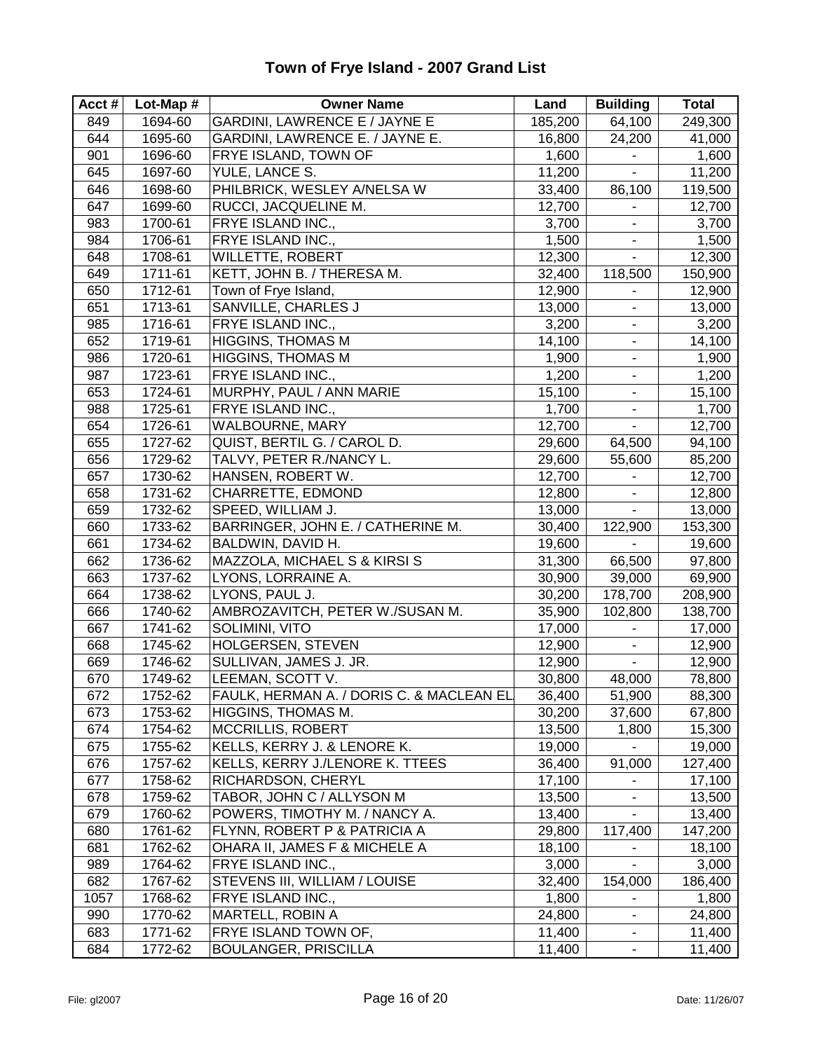# Town of Frye Island - 2007 Grand List

| Acct # | Lot-Map # | Owner Name | Land | Building | Total |
|---|---|---|---|---|---|
| 849 | 1694-60 | GARDINI, LAWRENCE E / JAYNE E | 185,200 | 64,100 | 249,300 |
| 644 | 1695-60 | GARDINI, LAWRENCE E. / JAYNE E. | 16,800 | 24,200 | 41,000 |
| 901 | 1696-60 | FRYE ISLAND, TOWN OF | 1,600 | - | 1,600 |
| 645 | 1697-60 | YULE, LANCE S. | 11,200 | - | 11,200 |
| 646 | 1698-60 | PHILBRICK, WESLEY A/NELSA W | 33,400 | 86,100 | 119,500 |
| 647 | 1699-60 | RUCCI, JACQUELINE M. | 12,700 | - | 12,700 |
| 983 | 1700-61 | FRYE ISLAND INC., | 3,700 | - | 3,700 |
| 984 | 1706-61 | FRYE ISLAND INC., | 1,500 | - | 1,500 |
| 648 | 1708-61 | WILLETTE, ROBERT | 12,300 | - | 12,300 |
| 649 | 1711-61 | KETT, JOHN B. / THERESA M. | 32,400 | 118,500 | 150,900 |
| 650 | 1712-61 | Town of Frye Island, | 12,900 | - | 12,900 |
| 651 | 1713-61 | SANVILLE, CHARLES J | 13,000 | - | 13,000 |
| 985 | 1716-61 | FRYE ISLAND INC., | 3,200 | - | 3,200 |
| 652 | 1719-61 | HIGGINS, THOMAS M | 14,100 | - | 14,100 |
| 986 | 1720-61 | HIGGINS, THOMAS M | 1,900 | - | 1,900 |
| 987 | 1723-61 | FRYE ISLAND INC., | 1,200 | - | 1,200 |
| 653 | 1724-61 | MURPHY, PAUL / ANN MARIE | 15,100 | - | 15,100 |
| 988 | 1725-61 | FRYE ISLAND INC., | 1,700 | - | 1,700 |
| 654 | 1726-61 | WALBOURNE, MARY | 12,700 | - | 12,700 |
| 655 | 1727-62 | QUIST, BERTIL G. / CAROL D. | 29,600 | 64,500 | 94,100 |
| 656 | 1729-62 | TALVY, PETER R./NANCY L. | 29,600 | 55,600 | 85,200 |
| 657 | 1730-62 | HANSEN, ROBERT W. | 12,700 | - | 12,700 |
| 658 | 1731-62 | CHARRETTE, EDMOND | 12,800 | - | 12,800 |
| 659 | 1732-62 | SPEED, WILLIAM J. | 13,000 | - | 13,000 |
| 660 | 1733-62 | BARRINGER, JOHN E. / CATHERINE M. | 30,400 | 122,900 | 153,300 |
| 661 | 1734-62 | BALDWIN, DAVID H. | 19,600 | - | 19,600 |
| 662 | 1736-62 | MAZZOLA, MICHAEL S & KIRSI S | 31,300 | 66,500 | 97,800 |
| 663 | 1737-62 | LYONS, LORRAINE A. | 30,900 | 39,000 | 69,900 |
| 664 | 1738-62 | LYONS, PAUL J. | 30,200 | 178,700 | 208,900 |
| 666 | 1740-62 | AMBROZAVITCH, PETER W./SUSAN M. | 35,900 | 102,800 | 138,700 |
| 667 | 1741-62 | SOLIMINI, VITO | 17,000 | - | 17,000 |
| 668 | 1745-62 | HOLGERSEN, STEVEN | 12,900 | - | 12,900 |
| 669 | 1746-62 | SULLIVAN, JAMES J. JR. | 12,900 | - | 12,900 |
| 670 | 1749-62 | LEEMAN, SCOTT V. | 30,800 | 48,000 | 78,800 |
| 672 | 1752-62 | FAULK, HERMAN A. / DORIS C. & MACLEAN EL | 36,400 | 51,900 | 88,300 |
| 673 | 1753-62 | HIGGINS, THOMAS M. | 30,200 | 37,600 | 67,800 |
| 674 | 1754-62 | MCCRILLIS, ROBERT | 13,500 | 1,800 | 15,300 |
| 675 | 1755-62 | KELLS, KERRY J. & LENORE K. | 19,000 | - | 19,000 |
| 676 | 1757-62 | KELLS, KERRY J./LENORE K. TTEES | 36,400 | 91,000 | 127,400 |
| 677 | 1758-62 | RICHARDSON, CHERYL | 17,100 | - | 17,100 |
| 678 | 1759-62 | TABOR, JOHN C / ALLYSON M | 13,500 | - | 13,500 |
| 679 | 1760-62 | POWERS, TIMOTHY M. / NANCY A. | 13,400 | - | 13,400 |
| 680 | 1761-62 | FLYNN, ROBERT P & PATRICIA A | 29,800 | 117,400 | 147,200 |
| 681 | 1762-62 | OHARA II, JAMES F & MICHELE A | 18,100 | - | 18,100 |
| 989 | 1764-62 | FRYE ISLAND INC., | 3,000 | - | 3,000 |
| 682 | 1767-62 | STEVENS III, WILLIAM / LOUISE | 32,400 | 154,000 | 186,400 |
| 1057 | 1768-62 | FRYE ISLAND INC., | 1,800 | - | 1,800 |
| 990 | 1770-62 | MARTELL, ROBIN A | 24,800 | - | 24,800 |
| 683 | 1771-62 | FRYE ISLAND TOWN OF, | 11,400 | - | 11,400 |
| 684 | 1772-62 | BOULANGER, PRISCILLA | 11,400 | - | 11,400 |

File: gl2007 Date: 11/26/07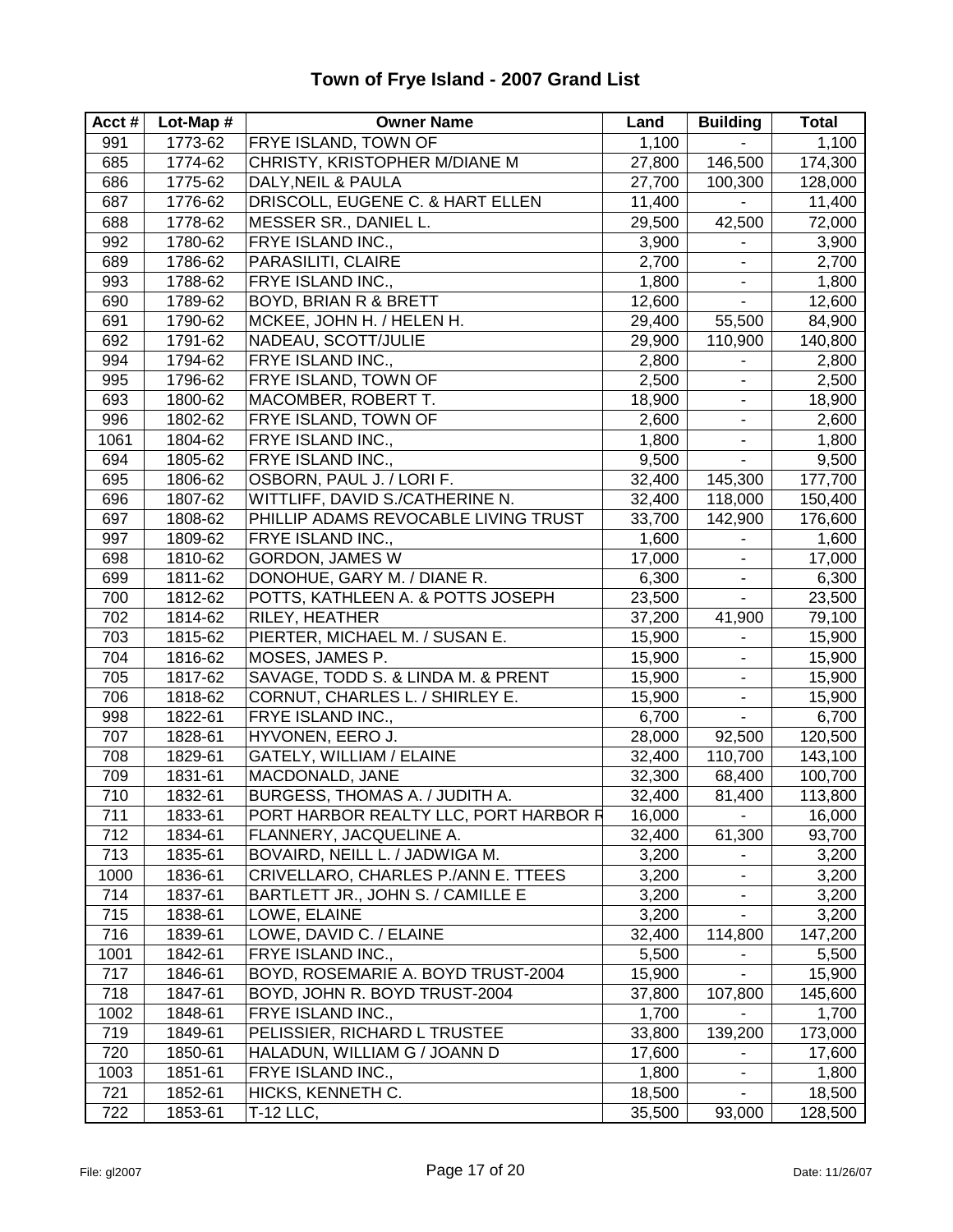# Town of Frye Island - 2007 Grand List

| Acct # | Lot-Map # | Owner Name | Land | Building | Total |
|---|---|---|---|---|---|
| 991 | 1773-62 | FRYE ISLAND, TOWN OF | 1,100 | - | 1,100 |
| 685 | 1774-62 | CHRISTY, KRISTOPHER M/DIANE M | 27,800 | 146,500 | 174,300 |
| 686 | 1775-62 | DALY,NEIL & PAULA | 27,700 | 100,300 | 128,000 |
| 687 | 1776-62 | DRISCOLL, EUGENE C. & HART ELLEN | 11,400 | - | 11,400 |
| 688 | 1778-62 | MESSER SR., DANIEL L. | 29,500 | 42,500 | 72,000 |
| 992 | 1780-62 | FRYE ISLAND INC., | 3,900 | - | 3,900 |
| 689 | 1786-62 | PARASILITI, CLAIRE | 2,700 | - | 2,700 |
| 993 | 1788-62 | FRYE ISLAND INC., | 1,800 | - | 1,800 |
| 690 | 1789-62 | BOYD, BRIAN R & BRETT | 12,600 | - | 12,600 |
| 691 | 1790-62 | MCKEE, JOHN H. / HELEN H. | 29,400 | 55,500 | 84,900 |
| 692 | 1791-62 | NADEAU, SCOTT/JULIE | 29,900 | 110,900 | 140,800 |
| 994 | 1794-62 | FRYE ISLAND INC., | 2,800 | - | 2,800 |
| 995 | 1796-62 | FRYE ISLAND, TOWN OF | 2,500 | - | 2,500 |
| 693 | 1800-62 | MACOMBER, ROBERT T. | 18,900 | - | 18,900 |
| 996 | 1802-62 | FRYE ISLAND, TOWN OF | 2,600 | - | 2,600 |
| 1061 | 1804-62 | FRYE ISLAND INC., | 1,800 | - | 1,800 |
| 694 | 1805-62 | FRYE ISLAND INC., | 9,500 | - | 9,500 |
| 695 | 1806-62 | OSBORN, PAUL J. / LORI F. | 32,400 | 145,300 | 177,700 |
| 696 | 1807-62 | WITTLIFF, DAVID S./CATHERINE N. | 32,400 | 118,000 | 150,400 |
| 697 | 1808-62 | PHILLIP ADAMS REVOCABLE LIVING TRUST | 33,700 | 142,900 | 176,600 |
| 997 | 1809-62 | FRYE ISLAND INC., | 1,600 | - | 1,600 |
| 698 | 1810-62 | GORDON, JAMES W | 17,000 | - | 17,000 |
| 699 | 1811-62 | DONOHUE, GARY M. / DIANE R. | 6,300 | - | 6,300 |
| 700 | 1812-62 | POTTS, KATHLEEN A. & POTTS JOSEPH | 23,500 | - | 23,500 |
| 702 | 1814-62 | RILEY, HEATHER | 37,200 | 41,900 | 79,100 |
| 703 | 1815-62 | PIERTER, MICHAEL M. / SUSAN E. | 15,900 | - | 15,900 |
| 704 | 1816-62 | MOSES, JAMES P. | 15,900 | - | 15,900 |
| 705 | 1817-62 | SAVAGE, TODD S. & LINDA M. & PRENT | 15,900 | - | 15,900 |
| 706 | 1818-62 | CORNUT, CHARLES L. / SHIRLEY E. | 15,900 | - | 15,900 |
| 998 | 1822-61 | FRYE ISLAND INC., | 6,700 | - | 6,700 |
| 707 | 1828-61 | HYVONEN, EERO J. | 28,000 | 92,500 | 120,500 |
| 708 | 1829-61 | GATELY, WILLIAM / ELAINE | 32,400 | 110,700 | 143,100 |
| 709 | 1831-61 | MACDONALD, JANE | 32,300 | 68,400 | 100,700 |
| 710 | 1832-61 | BURGESS, THOMAS A. / JUDITH A. | 32,400 | 81,400 | 113,800 |
| 711 | 1833-61 | PORT HARBOR REALTY LLC, PORT HARBOR R | 16,000 | - | 16,000 |
| 712 | 1834-61 | FLANNERY, JACQUELINE A. | 32,400 | 61,300 | 93,700 |
| 713 | 1835-61 | BOVAIRD, NEILL L. / JADWIGA M. | 3,200 | - | 3,200 |
| 1000 | 1836-61 | CRIVELLARO, CHARLES P./ANN E. TTEES | 3,200 | - | 3,200 |
| 714 | 1837-61 | BARTLETT JR., JOHN S. / CAMILLE E | 3,200 | - | 3,200 |
| 715 | 1838-61 | LOWE, ELAINE | 3,200 | - | 3,200 |
| 716 | 1839-61 | LOWE, DAVID C. / ELAINE | 32,400 | 114,800 | 147,200 |
| 1001 | 1842-61 | FRYE ISLAND INC., | 5,500 | - | 5,500 |
| 717 | 1846-61 | BOYD, ROSEMARIE A. BOYD TRUST-2004 | 15,900 | - | 15,900 |
| 718 | 1847-61 | BOYD, JOHN R. BOYD TRUST-2004 | 37,800 | 107,800 | 145,600 |
| 1002 | 1848-61 | FRYE ISLAND INC., | 1,700 | - | 1,700 |
| 719 | 1849-61 | PELISSIER, RICHARD L TRUSTEE | 33,800 | 139,200 | 173,000 |
| 720 | 1850-61 | HALADUN, WILLIAM G / JOANN D | 17,600 | - | 17,600 |
| 1003 | 1851-61 | FRYE ISLAND INC., | 1,800 | - | 1,800 |
| 721 | 1852-61 | HICKS, KENNETH C. | 18,500 | - | 18,500 |
| 722 | 1853-61 | T-12 LLC, | 35,500 | 93,000 | 128,500 |

File: gl2007 Date: 11/26/07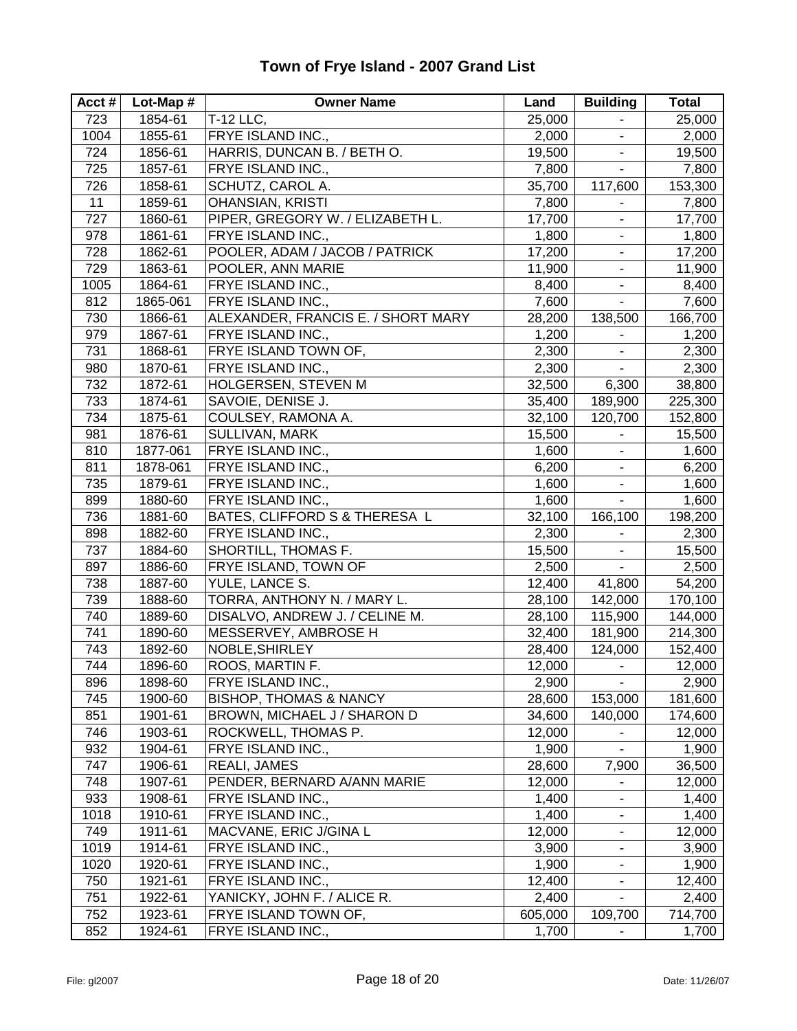# Town of Frye Island - 2007 Grand List

| Acct # | Lot-Map # | Owner Name | Land | Building | Total |
|---|---|---|---|---|---|
| 723 | 1854-61 | T-12 LLC, | 25,000 | - | 25,000 |
| 1004 | 1855-61 | FRYE ISLAND INC., | 2,000 | - | 2,000 |
| 724 | 1856-61 | HARRIS, DUNCAN B. / BETH O. | 19,500 | - | 19,500 |
| 725 | 1857-61 | FRYE ISLAND INC., | 7,800 | - | 7,800 |
| 726 | 1858-61 | SCHUTZ, CAROL A. | 35,700 | 117,600 | 153,300 |
| 11 | 1859-61 | OHANSIAN, KRISTI | 7,800 | - | 7,800 |
| 727 | 1860-61 | PIPER, GREGORY W. / ELIZABETH L. | 17,700 | - | 17,700 |
| 978 | 1861-61 | FRYE ISLAND INC., | 1,800 | - | 1,800 |
| 728 | 1862-61 | POOLER, ADAM / JACOB / PATRICK | 17,200 | - | 17,200 |
| 729 | 1863-61 | POOLER, ANN MARIE | 11,900 | - | 11,900 |
| 1005 | 1864-61 | FRYE ISLAND INC., | 8,400 | - | 8,400 |
| 812 | 1865-061 | FRYE ISLAND INC., | 7,600 | - | 7,600 |
| 730 | 1866-61 | ALEXANDER, FRANCIS E. / SHORT MARY | 28,200 | 138,500 | 166,700 |
| 979 | 1867-61 | FRYE ISLAND INC., | 1,200 | - | 1,200 |
| 731 | 1868-61 | FRYE ISLAND TOWN OF, | 2,300 | - | 2,300 |
| 980 | 1870-61 | FRYE ISLAND INC., | 2,300 | - | 2,300 |
| 732 | 1872-61 | HOLGERSEN, STEVEN M | 32,500 | 6,300 | 38,800 |
| 733 | 1874-61 | SAVOIE, DENISE J. | 35,400 | 189,900 | 225,300 |
| 734 | 1875-61 | COULSEY, RAMONA A. | 32,100 | 120,700 | 152,800 |
| 981 | 1876-61 | SULLIVAN, MARK | 15,500 | - | 15,500 |
| 810 | 1877-061 | FRYE ISLAND INC., | 1,600 | - | 1,600 |
| 811 | 1878-061 | FRYE ISLAND INC., | 6,200 | - | 6,200 |
| 735 | 1879-61 | FRYE ISLAND INC., | 1,600 | - | 1,600 |
| 899 | 1880-60 | FRYE ISLAND INC., | 1,600 | - | 1,600 |
| 736 | 1881-60 | BATES, CLIFFORD S & THERESA L | 32,100 | 166,100 | 198,200 |
| 898 | 1882-60 | FRYE ISLAND INC., | 2,300 | - | 2,300 |
| 737 | 1884-60 | SHORTILL, THOMAS F. | 15,500 | - | 15,500 |
| 897 | 1886-60 | FRYE ISLAND, TOWN OF | 2,500 | - | 2,500 |
| 738 | 1887-60 | YULE, LANCE S. | 12,400 | 41,800 | 54,200 |
| 739 | 1888-60 | TORRA, ANTHONY N. / MARY L. | 28,100 | 142,000 | 170,100 |
| 740 | 1889-60 | DISALVO, ANDREW J. / CELINE M. | 28,100 | 115,900 | 144,000 |
| 741 | 1890-60 | MESSERVEY, AMBROSE H | 32,400 | 181,900 | 214,300 |
| 743 | 1892-60 | NOBLE,SHIRLEY | 28,400 | 124,000 | 152,400 |
| 744 | 1896-60 | ROOS, MARTIN F. | 12,000 | - | 12,000 |
| 896 | 1898-60 | FRYE ISLAND INC., | 2,900 | - | 2,900 |
| 745 | 1900-60 | BISHOP, THOMAS & NANCY | 28,600 | 153,000 | 181,600 |
| 851 | 1901-61 | BROWN, MICHAEL J / SHARON D | 34,600 | 140,000 | 174,600 |
| 746 | 1903-61 | ROCKWELL, THOMAS P. | 12,000 | - | 12,000 |
| 932 | 1904-61 | FRYE ISLAND INC., | 1,900 | - | 1,900 |
| 747 | 1906-61 | REALI, JAMES | 28,600 | 7,900 | 36,500 |
| 748 | 1907-61 | PENDER, BERNARD A/ANN MARIE | 12,000 | - | 12,000 |
| 933 | 1908-61 | FRYE ISLAND INC., | 1,400 | - | 1,400 |
| 1018 | 1910-61 | FRYE ISLAND INC., | 1,400 | - | 1,400 |
| 749 | 1911-61 | MACVANE, ERIC J/GINA L | 12,000 | - | 12,000 |
| 1019 | 1914-61 | FRYE ISLAND INC., | 3,900 | - | 3,900 |
| 1020 | 1920-61 | FRYE ISLAND INC., | 1,900 | - | 1,900 |
| 750 | 1921-61 | FRYE ISLAND INC., | 12,400 | - | 12,400 |
| 751 | 1922-61 | YANICKY, JOHN F. / ALICE R. | 2,400 | - | 2,400 |
| 752 | 1923-61 | FRYE ISLAND TOWN OF, | 605,000 | 109,700 | 714,700 |
| 852 | 1924-61 | FRYE ISLAND INC., | 1,700 | - | 1,700 |

File: gl2007 Date: 11/26/07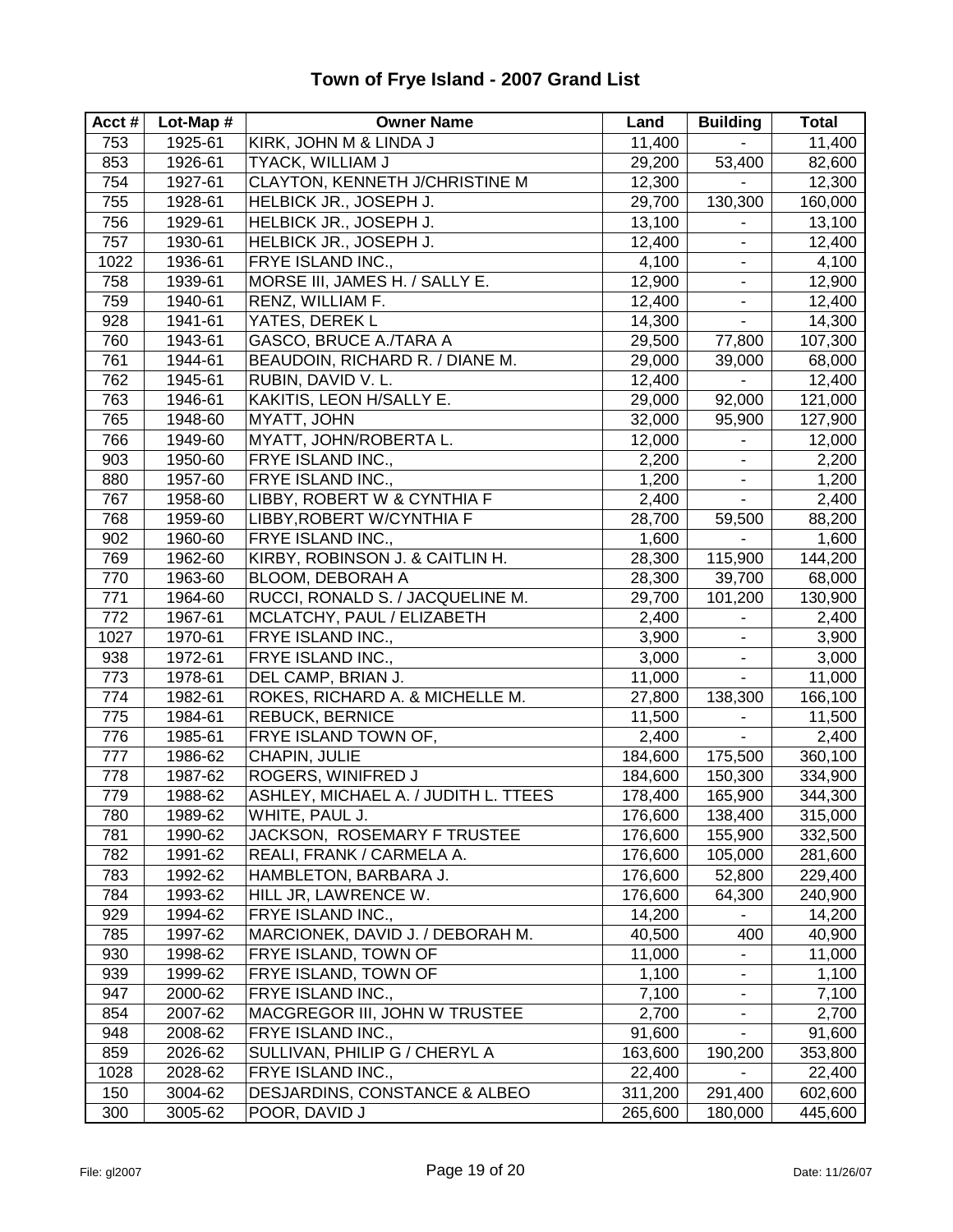# Town of Frye Island - 2007 Grand List

| Acct # | Lot-Map # | Owner Name | Land | Building | Total |
|---|---|---|---|---|---|
| 753 | 1925-61 | KIRK, JOHN M & LINDA J | 11,400 | - | 11,400 |
| 853 | 1926-61 | TYACK, WILLIAM J | 29,200 | 53,400 | 82,600 |
| 754 | 1927-61 | CLAYTON, KENNETH J/CHRISTINE M | 12,300 | - | 12,300 |
| 755 | 1928-61 | HELBICK JR., JOSEPH J. | 29,700 | 130,300 | 160,000 |
| 756 | 1929-61 | HELBICK JR., JOSEPH J. | 13,100 | - | 13,100 |
| 757 | 1930-61 | HELBICK JR., JOSEPH J. | 12,400 | - | 12,400 |
| 1022 | 1936-61 | FRYE ISLAND INC., | 4,100 | - | 4,100 |
| 758 | 1939-61 | MORSE III, JAMES H. / SALLY E. | 12,900 | - | 12,900 |
| 759 | 1940-61 | RENZ, WILLIAM F. | 12,400 | - | 12,400 |
| 928 | 1941-61 | YATES, DEREK L | 14,300 | - | 14,300 |
| 760 | 1943-61 | GASCO, BRUCE A./TARA A | 29,500 | 77,800 | 107,300 |
| 761 | 1944-61 | BEAUDOIN, RICHARD R. / DIANE M. | 29,000 | 39,000 | 68,000 |
| 762 | 1945-61 | RUBIN, DAVID V. L. | 12,400 | - | 12,400 |
| 763 | 1946-61 | KAKITIS, LEON H/SALLY E. | 29,000 | 92,000 | 121,000 |
| 765 | 1948-60 | MYATT, JOHN | 32,000 | 95,900 | 127,900 |
| 766 | 1949-60 | MYATT, JOHN/ROBERTA L. | 12,000 | - | 12,000 |
| 903 | 1950-60 | FRYE ISLAND INC., | 2,200 | - | 2,200 |
| 880 | 1957-60 | FRYE ISLAND INC., | 1,200 | - | 1,200 |
| 767 | 1958-60 | LIBBY, ROBERT W & CYNTHIA F | 2,400 | - | 2,400 |
| 768 | 1959-60 | LIBBY,ROBERT W/CYNTHIA F | 28,700 | 59,500 | 88,200 |
| 902 | 1960-60 | FRYE ISLAND INC., | 1,600 | - | 1,600 |
| 769 | 1962-60 | KIRBY, ROBINSON J. & CAITLIN H. | 28,300 | 115,900 | 144,200 |
| 770 | 1963-60 | BLOOM, DEBORAH A | 28,300 | 39,700 | 68,000 |
| 771 | 1964-60 | RUCCI, RONALD S. / JACQUELINE M. | 29,700 | 101,200 | 130,900 |
| 772 | 1967-61 | MCLATCHY, PAUL / ELIZABETH | 2,400 | - | 2,400 |
| 1027 | 1970-61 | FRYE ISLAND INC., | 3,900 | - | 3,900 |
| 938 | 1972-61 | FRYE ISLAND INC., | 3,000 | - | 3,000 |
| 773 | 1978-61 | DEL CAMP, BRIAN J. | 11,000 | - | 11,000 |
| 774 | 1982-61 | ROKES, RICHARD A. & MICHELLE M. | 27,800 | 138,300 | 166,100 |
| 775 | 1984-61 | REBUCK, BERNICE | 11,500 | - | 11,500 |
| 776 | 1985-61 | FRYE ISLAND TOWN OF, | 2,400 | - | 2,400 |
| 777 | 1986-62 | CHAPIN, JULIE | 184,600 | 175,500 | 360,100 |
| 778 | 1987-62 | ROGERS, WINIFRED J | 184,600 | 150,300 | 334,900 |
| 779 | 1988-62 | ASHLEY, MICHAEL A. / JUDITH L. TTEES | 178,400 | 165,900 | 344,300 |
| 780 | 1989-62 | WHITE, PAUL J. | 176,600 | 138,400 | 315,000 |
| 781 | 1990-62 | JACKSON, ROSEMARY F TRUSTEE | 176,600 | 155,900 | 332,500 |
| 782 | 1991-62 | REALI, FRANK / CARMELA A. | 176,600 | 105,000 | 281,600 |
| 783 | 1992-62 | HAMBLETON, BARBARA J. | 176,600 | 52,800 | 229,400 |
| 784 | 1993-62 | HILL JR, LAWRENCE W. | 176,600 | 64,300 | 240,900 |
| 929 | 1994-62 | FRYE ISLAND INC., | 14,200 | - | 14,200 |
| 785 | 1997-62 | MARCIONEK, DAVID J. / DEBORAH M. | 40,500 | 400 | 40,900 |
| 930 | 1998-62 | FRYE ISLAND, TOWN OF | 11,000 | - | 11,000 |
| 939 | 1999-62 | FRYE ISLAND, TOWN OF | 1,100 | - | 1,100 |
| 947 | 2000-62 | FRYE ISLAND INC., | 7,100 | - | 7,100 |
| 854 | 2007-62 | MACGREGOR III, JOHN W TRUSTEE | 2,700 | - | 2,700 |
| 948 | 2008-62 | FRYE ISLAND INC., | 91,600 | - | 91,600 |
| 859 | 2026-62 | SULLIVAN, PHILIP G / CHERYL A | 163,600 | 190,200 | 353,800 |
| 1028 | 2028-62 | FRYE ISLAND INC., | 22,400 | - | 22,400 |
| 150 | 3004-62 | DESJARDINS, CONSTANCE & ALBEO | 311,200 | 291,400 | 602,600 |
| 300 | 3005-62 | POOR, DAVID J | 265,600 | 180,000 | 445,600 |

File: gl2007 Date: 11/26/07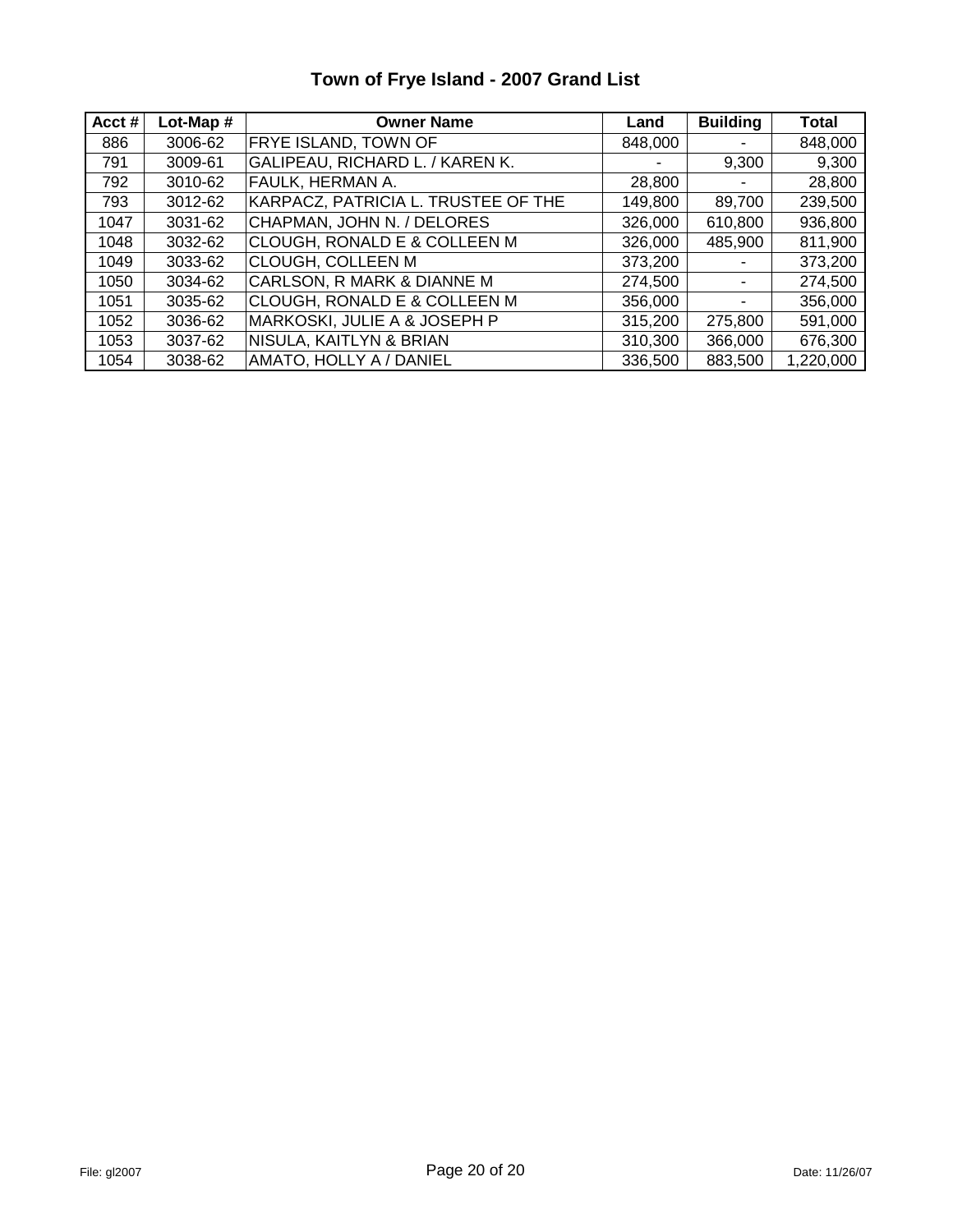# Town of Frye Island - 2007 Grand List

| Acct # | Lot-Map # | Owner Name | Land | Building | Total |
|---|---|---|---|---|---|
| 886 | 3006-62 | FRYE ISLAND, TOWN OF | 848,000 | - | 848,000 |
| 791 | 3009-61 | GALIPEAU, RICHARD L. / KAREN K. | - | 9,300 | 9,300 |
| 792 | 3010-62 | FAULK, HERMAN A. | 28,800 | - | 28,800 |
| 793 | 3012-62 | KARPACZ, PATRICIA L. TRUSTEE OF THE | 149,800 | 89,700 | 239,500 |
| 1047 | 3031-62 | CHAPMAN, JOHN N. / DELORES | 326,000 | 610,800 | 936,800 |
| 1048 | 3032-62 | CLOUGH, RONALD E & COLLEEN M | 326,000 | 485,900 | 811,900 |
| 1049 | 3033-62 | CLOUGH, COLLEEN M | 373,200 | - | 373,200 |
| 1050 | 3034-62 | CARLSON, R MARK & DIANNE M | 274,500 | - | 274,500 |
| 1051 | 3035-62 | CLOUGH, RONALD E & COLLEEN M | 356,000 | - | 356,000 |
| 1052 | 3036-62 | MARKOSKI, JULIE A & JOSEPH P | 315,200 | 275,800 | 591,000 |
| 1053 | 3037-62 | NISULA, KAITLYN & BRIAN | 310,300 | 366,000 | 676,300 |
| 1054 | 3038-62 | AMATO, HOLLY A / DANIEL | 336,500 | 883,500 | 1,220,000 |